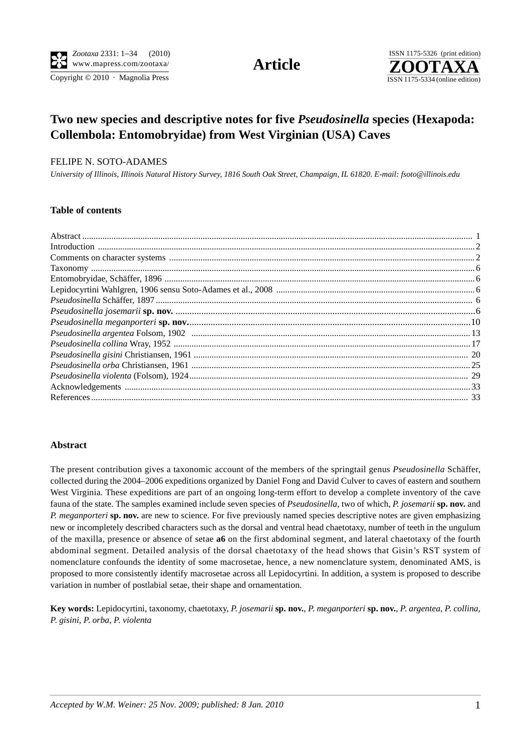# Two new species and descriptive notes for five *Pseudosinella* species (Hexapoda: Collembola: Entomobryidae) from West Virginian (USA) Caves

FELIPE N. SOTO-ADAMES

*University of Illinois, Illinois Natural History Survey, 1816 South Oak Street, Champaign, IL 61820. E-mail: fsoto@illinois.edu*

**Table of contents**

Abstract ..... 1
Introduction ..... 2
Comments on character systems ..... 2
Taxonomy ..... 6
Entomobryidae, Schäffer, 1896 ..... 6
Lepidocyrtini Wahlgren, 1906 sensu Soto-Adames et al., 2008 ..... 6
*Pseudosinella* Schäffer, 1897 ..... 6
*Pseudosinella josemarii* **sp. nov.** ..... 6
*Pseudosinella meganporteri* **sp. nov.** ..... 10
*Pseudosinella argentea* Folsom, 1902 ..... 13
*Pseudosinella collina* Wray, 1952 ..... 17
*Pseudosinella gisini* Christiansen, 1961 ..... 20
*Pseudosinella orba* Christiansen, 1961 ..... 25
*Pseudosinella violenta* (Folsom), 1924 ..... 29
Acknowledgements ..... 33
References ..... 33

**Abstract**

The present contribution gives a taxonomic account of the members of the springtail genus *Pseudosinella* Schäffer, collected during the 2004–2006 expeditions organized by Daniel Fong and David Culver to caves of eastern and southern West Virginia. These expeditions are part of an ongoing long-term effort to develop a complete inventory of the cave fauna of the state. The samples examined include seven species of *Pseudosinella*, two of which, *P. josemarii* **sp. nov.** and *P. meganporteri* **sp. nov.** are new to science. For five previously named species descriptive notes are given emphasizing new or incompletely described characters such as the dorsal and ventral head chaetotaxy, number of teeth in the ungulum of the maxilla, presence or absence of setae **a6** on the first abdominal segment, and lateral chaetotaxy of the fourth abdominal segment. Detailed analysis of the dorsal chaetotaxy of the head shows that Gisin's RST system of nomenclature confounds the identity of some macrosetae, hence, a new nomenclature system, denominated AMS, is proposed to more consistently identify macrosetae across all Lepidocyrtini. In addition, a system is proposed to describe variation in number of postlabial setae, their shape and ornamentation.

**Key words:** Lepidocyrtini, taxonomy, chaetotaxy, *P. josemarii* **sp. nov.**, *P. meganporteri* **sp. nov.**, *P. argentea*, *P. collina*, *P. gisini*, *P. orba*, *P. violenta*

*Accepted by W.M. Weiner: 25 Nov. 2009; published: 8 Jan. 2010*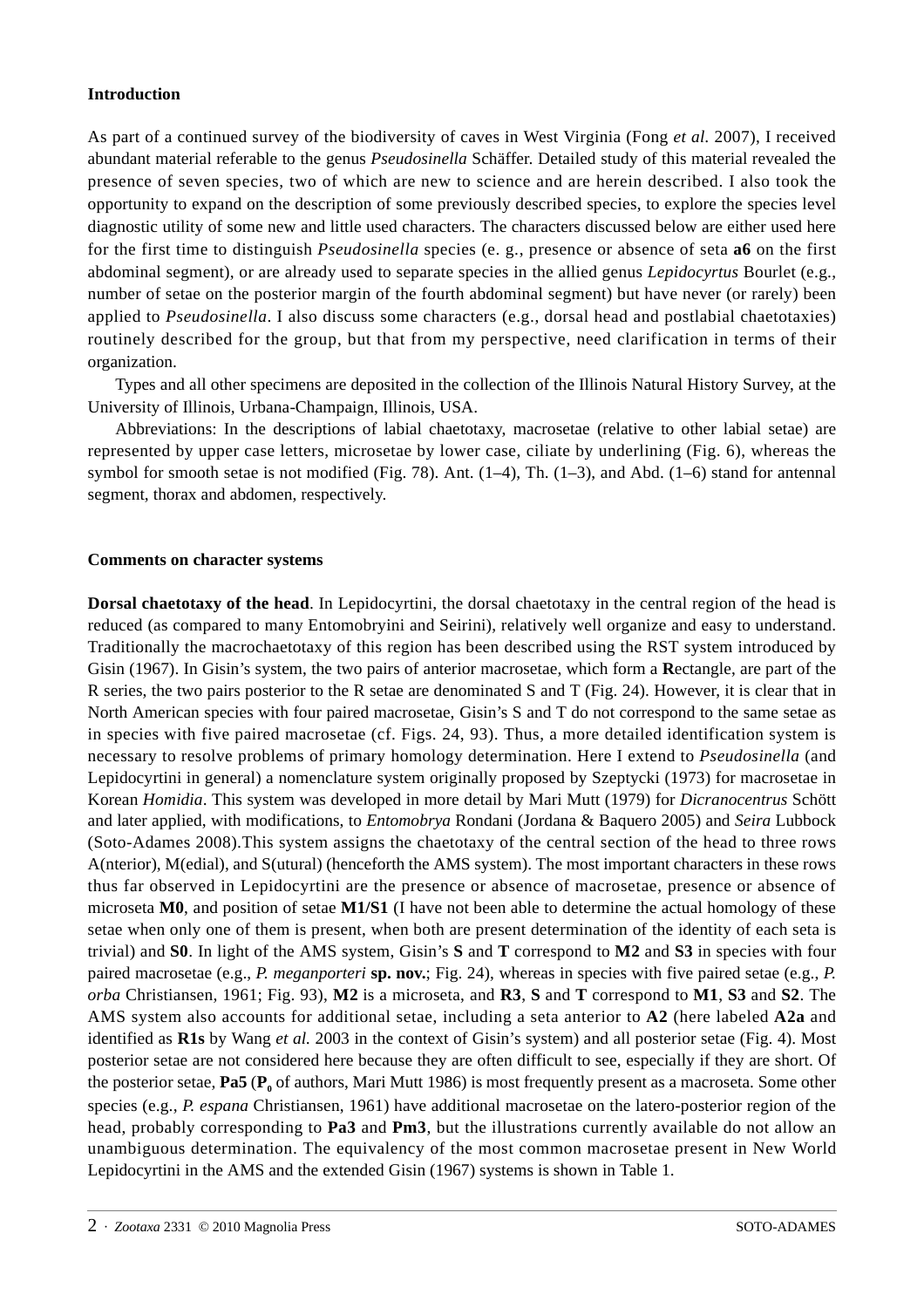## Introduction

As part of a continued survey of the biodiversity of caves in West Virginia (Fong *et al.* 2007), I received abundant material referable to the genus *Pseudosinella* Schäffer. Detailed study of this material revealed the presence of seven species, two of which are new to science and are herein described. I also took the opportunity to expand on the description of some previously described species, to explore the species level diagnostic utility of some new and little used characters. The characters discussed below are either used here for the first time to distinguish *Pseudosinella* species (e. g., presence or absence of seta **a6** on the first abdominal segment), or are already used to separate species in the allied genus *Lepidocyrtus* Bourlet (e.g., number of setae on the posterior margin of the fourth abdominal segment) but have never (or rarely) been applied to *Pseudosinella*. I also discuss some characters (e.g., dorsal head and postlabial chaetotaxies) routinely described for the group, but that from my perspective, need clarification in terms of their organization.

Types and all other specimens are deposited in the collection of the Illinois Natural History Survey, at the University of Illinois, Urbana-Champaign, Illinois, USA.

Abbreviations: In the descriptions of labial chaetotaxy, macrosetae (relative to other labial setae) are represented by upper case letters, microsetae by lower case, ciliate by underlining (Fig. 6), whereas the symbol for smooth setae is not modified (Fig. 78). Ant. (1–4), Th. (1–3), and Abd. (1–6) stand for antennal segment, thorax and abdomen, respectively.

## Comments on character systems

**Dorsal chaetotaxy of the head**. In Lepidocyrtini, the dorsal chaetotaxy in the central region of the head is reduced (as compared to many Entomobryini and Seirini), relatively well organize and easy to understand. Traditionally the macrochaetotaxy of this region has been described using the RST system introduced by Gisin (1967). In Gisin's system, the two pairs of anterior macrosetae, which form a **R**ectangle, are part of the R series, the two pairs posterior to the R setae are denominated S and T (Fig. 24). However, it is clear that in North American species with four paired macrosetae, Gisin's S and T do not correspond to the same setae as in species with five paired macrosetae (cf. Figs. 24, 93). Thus, a more detailed identification system is necessary to resolve problems of primary homology determination. Here I extend to *Pseudosinella* (and Lepidocyrtini in general) a nomenclature system originally proposed by Szeptycki (1973) for macrosetae in Korean *Homidia*. This system was developed in more detail by Mari Mutt (1979) for *Dicranocentrus* Schött and later applied, with modifications, to *Entomobrya* Rondani (Jordana & Baquero 2005) and *Seira* Lubbock (Soto-Adames 2008).This system assigns the chaetotaxy of the central section of the head to three rows A(nterior), M(edial), and S(utural) (henceforth the AMS system). The most important characters in these rows thus far observed in Lepidocyrtini are the presence or absence of macrosetae, presence or absence of microseta **M0**, and position of setae **M1/S1** (I have not been able to determine the actual homology of these setae when only one of them is present, when both are present determination of the identity of each seta is trivial) and **S0**. In light of the AMS system, Gisin's **S** and **T** correspond to **M2** and **S3** in species with four paired macrosetae (e.g., *P. meganporteri* **sp. nov.**; Fig. 24), whereas in species with five paired setae (e.g., *P. orba* Christiansen, 1961; Fig. 93), **M2** is a microseta, and **R3**, **S** and **T** correspond to **M1**, **S3** and **S2**. The AMS system also accounts for additional setae, including a seta anterior to **A2** (here labeled **A2a** and identified as **R1s** by Wang *et al.* 2003 in the context of Gisin's system) and all posterior setae (Fig. 4). Most posterior setae are not considered here because they are often difficult to see, especially if they are short. Of the posterior setae, **Pa5** (**$P_0$** of authors, Mari Mutt 1986) is most frequently present as a macroseta. Some other species (e.g., *P. espana* Christiansen, 1961) have additional macrosetae on the latero-posterior region of the head, probably corresponding to **Pa3** and **Pm3**, but the illustrations currently available do not allow an unambiguous determination. The equivalency of the most common macrosetae present in New World Lepidocyrtini in the AMS and the extended Gisin (1967) systems is shown in Table 1.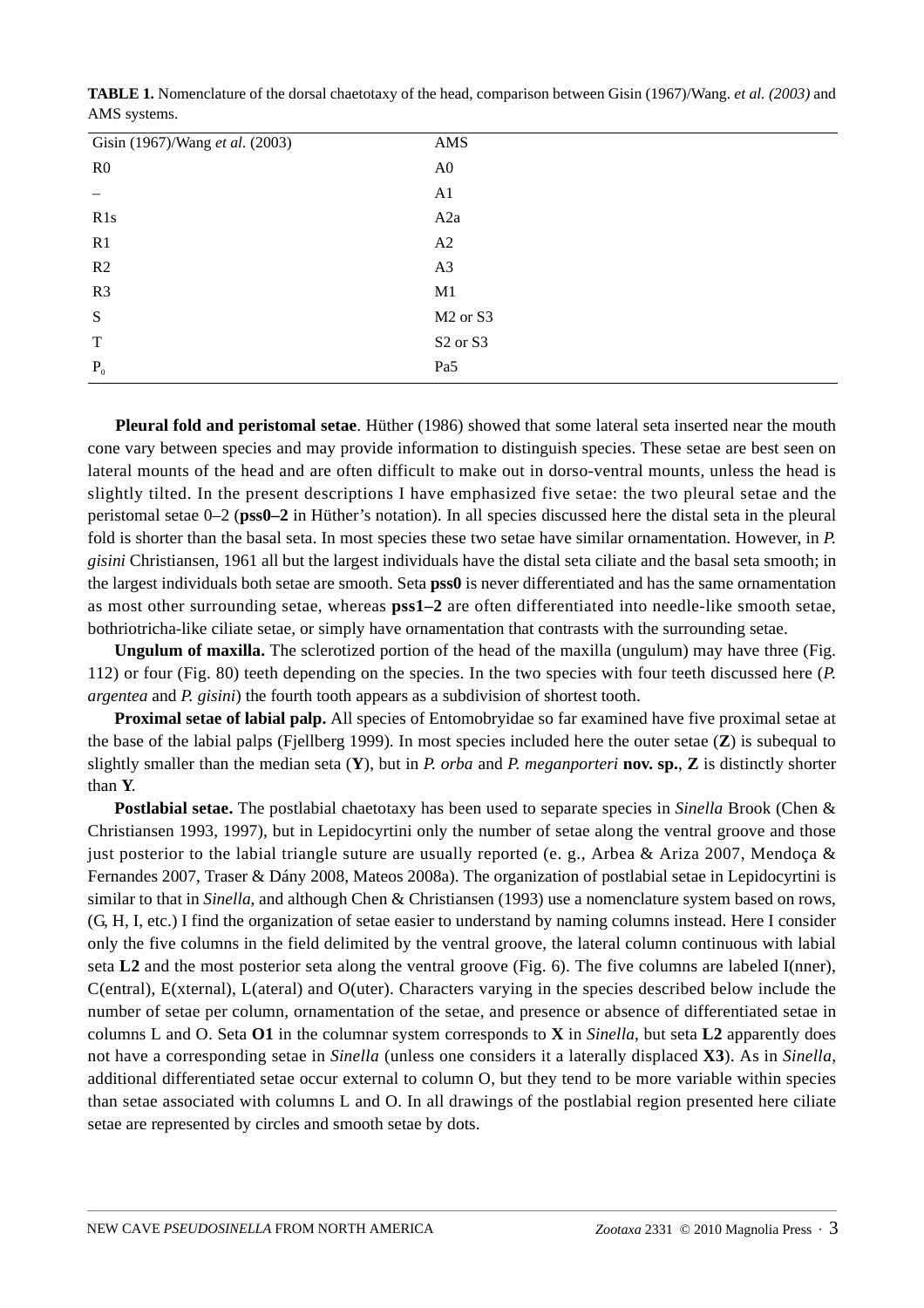**TABLE 1.** Nomenclature of the dorsal chaetotaxy of the head, comparison between Gisin (1967)/Wang. *et al. (2003)* and AMS systems.

| Gisin (1967)/Wang *et al.* (2003) | AMS |
|---|---|
| R0 | A0 |
| – | A1 |
| R1s | A2a |
| R1 | A2 |
| R2 | A3 |
| R3 | M1 |
| S | M2 or S3 |
| T | S2 or S3 |
| $P_0$ | Pa5 |

**Pleural fold and peristomal setae**. Hüther (1986) showed that some lateral seta inserted near the mouth cone vary between species and may provide information to distinguish species. These setae are best seen on lateral mounts of the head and are often difficult to make out in dorso-ventral mounts, unless the head is slightly tilted. In the present descriptions I have emphasized five setae: the two pleural setae and the peristomal setae 0–2 (**pss0–2** in Hüther's notation). In all species discussed here the distal seta in the pleural fold is shorter than the basal seta. In most species these two setae have similar ornamentation. However, in *P. gisini* Christiansen, 1961 all but the largest individuals have the distal seta ciliate and the basal seta smooth; in the largest individuals both setae are smooth. Seta **pss0** is never differentiated and has the same ornamentation as most other surrounding setae, whereas **pss1–2** are often differentiated into needle-like smooth setae, bothriotricha-like ciliate setae, or simply have ornamentation that contrasts with the surrounding setae.

**Ungulum of maxilla.** The sclerotized portion of the head of the maxilla (ungulum) may have three (Fig. 112) or four (Fig. 80) teeth depending on the species. In the two species with four teeth discussed here (*P. argentea* and *P. gisini*) the fourth tooth appears as a subdivision of shortest tooth.

**Proximal setae of labial palp.** All species of Entomobryidae so far examined have five proximal setae at the base of the labial palps (Fjellberg 1999). In most species included here the outer setae (**Z**) is subequal to slightly smaller than the median seta (**Y**), but in *P. orba* and *P. meganporteri* **nov. sp.**, **Z** is distinctly shorter than **Y**.

**Postlabial setae.** The postlabial chaetotaxy has been used to separate species in *Sinella* Brook (Chen & Christiansen 1993, 1997), but in Lepidocyrtini only the number of setae along the ventral groove and those just posterior to the labial triangle suture are usually reported (e. g., Arbea & Ariza 2007, Mendoça & Fernandes 2007, Traser & Dány 2008, Mateos 2008a). The organization of postlabial setae in Lepidocyrtini is similar to that in *Sinella*, and although Chen & Christiansen (1993) use a nomenclature system based on rows, (G, H, I, etc.) I find the organization of setae easier to understand by naming columns instead. Here I consider only the five columns in the field delimited by the ventral groove, the lateral column continuous with labial seta **L2** and the most posterior seta along the ventral groove (Fig. 6). The five columns are labeled I(nner), C(entral), E(xternal), L(ateral) and O(uter). Characters varying in the species described below include the number of setae per column, ornamentation of the setae, and presence or absence of differentiated setae in columns L and O. Seta **O1** in the columnar system corresponds to **X** in *Sinella*, but seta **L2** apparently does not have a corresponding setae in *Sinella* (unless one considers it a laterally displaced **X3**). As in *Sinella*, additional differentiated setae occur external to column O, but they tend to be more variable within species than setae associated with columns L and O. In all drawings of the postlabial region presented here ciliate setae are represented by circles and smooth setae by dots.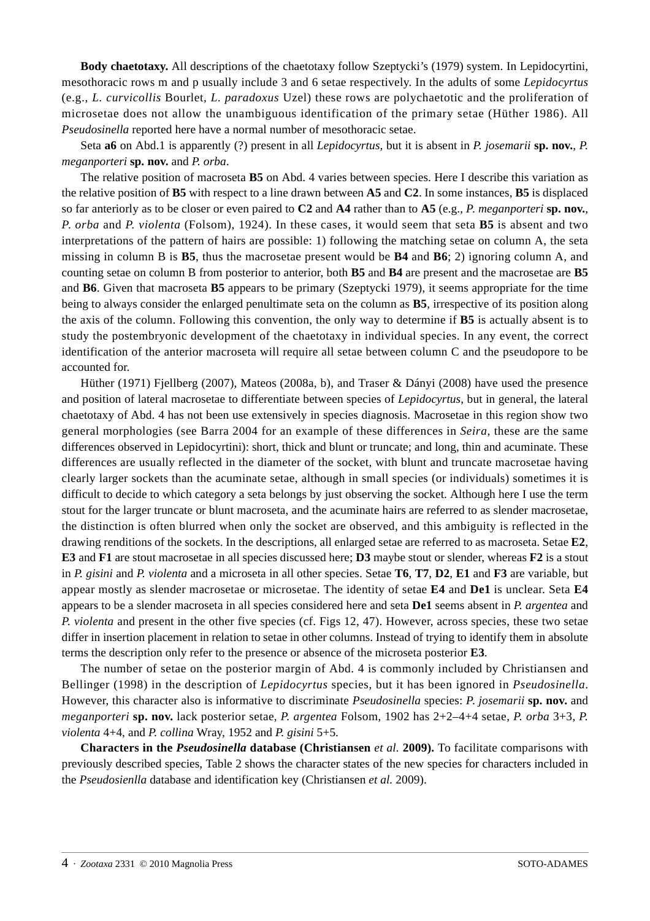**Body chaetotaxy.** All descriptions of the chaetotaxy follow Szeptycki's (1979) system. In Lepidocyrtini, mesothoracic rows m and p usually include 3 and 6 setae respectively. In the adults of some *Lepidocyrtus* (e.g., *L. curvicollis* Bourlet, *L. paradoxus* Uzel) these rows are polychaetotic and the proliferation of microsetae does not allow the unambiguous identification of the primary setae (Hüther 1986). All *Pseudosinella* reported here have a normal number of mesothoracic setae.

Seta **a6** on Abd.1 is apparently (?) present in all *Lepidocyrtus*, but it is absent in *P. josemarii* **sp. nov.**, *P. meganporteri* **sp. nov.** and *P. orba*.

The relative position of macroseta **B5** on Abd. 4 varies between species. Here I describe this variation as the relative position of **B5** with respect to a line drawn between **A5** and **C2**. In some instances, **B5** is displaced so far anteriorly as to be closer or even paired to **C2** and **A4** rather than to **A5** (e.g., *P. meganporteri* **sp. nov.**, *P. orba* and *P. violenta* (Folsom), 1924). In these cases, it would seem that seta **B5** is absent and two interpretations of the pattern of hairs are possible: 1) following the matching setae on column A, the seta missing in column B is **B5**, thus the macrosetae present would be **B4** and **B6**; 2) ignoring column A, and counting setae on column B from posterior to anterior, both **B5** and **B4** are present and the macrosetae are **B5** and **B6**. Given that macroseta **B5** appears to be primary (Szeptycki 1979), it seems appropriate for the time being to always consider the enlarged penultimate seta on the column as **B5**, irrespective of its position along the axis of the column. Following this convention, the only way to determine if **B5** is actually absent is to study the postembryonic development of the chaetotaxy in individual species. In any event, the correct identification of the anterior macroseta will require all setae between column C and the pseudopore to be accounted for.

Hüther (1971) Fjellberg (2007), Mateos (2008a, b), and Traser & Dányi (2008) have used the presence and position of lateral macrosetae to differentiate between species of *Lepidocyrtus*, but in general, the lateral chaetotaxy of Abd. 4 has not been use extensively in species diagnosis. Macrosetae in this region show two general morphologies (see Barra 2004 for an example of these differences in *Seira*, these are the same differences observed in Lepidocyrtini): short, thick and blunt or truncate; and long, thin and acuminate. These differences are usually reflected in the diameter of the socket, with blunt and truncate macrosetae having clearly larger sockets than the acuminate setae, although in small species (or individuals) sometimes it is difficult to decide to which category a seta belongs by just observing the socket. Although here I use the term stout for the larger truncate or blunt macroseta, and the acuminate hairs are referred to as slender macrosetae, the distinction is often blurred when only the socket are observed, and this ambiguity is reflected in the drawing renditions of the sockets. In the descriptions, all enlarged setae are referred to as macroseta. Setae **E2**, **E3** and **F1** are stout macrosetae in all species discussed here; **D3** maybe stout or slender, whereas **F2** is a stout in *P. gisini* and *P. violenta* and a microseta in all other species. Setae **T6**, **T7**, **D2**, **E1** and **F3** are variable, but appear mostly as slender macrosetae or microsetae. The identity of setae **E4** and **De1** is unclear. Seta **E4** appears to be a slender macroseta in all species considered here and seta **De1** seems absent in *P. argentea* and *P. violenta* and present in the other five species (cf. Figs 12, 47). However, across species, these two setae differ in insertion placement in relation to setae in other columns. Instead of trying to identify them in absolute terms the description only refer to the presence or absence of the microseta posterior **E3**.

The number of setae on the posterior margin of Abd. 4 is commonly included by Christiansen and Bellinger (1998) in the description of *Lepidocyrtus* species, but it has been ignored in *Pseudosinella*. However, this character also is informative to discriminate *Pseudosinella* species: *P. josemarii* **sp. nov.** and *meganporteri* **sp. nov.** lack posterior setae, *P. argentea* Folsom, 1902 has 2+2–4+4 setae, *P. orba* 3+3, *P. violenta* 4+4, and *P. collina* Wray, 1952 and *P. gisini* 5+5.

**Characters in the *Pseudosinella* database (Christiansen *et al.* 2009).** To facilitate comparisons with previously described species, Table 2 shows the character states of the new species for characters included in the *Pseudosienlla* database and identification key (Christiansen *et al.* 2009).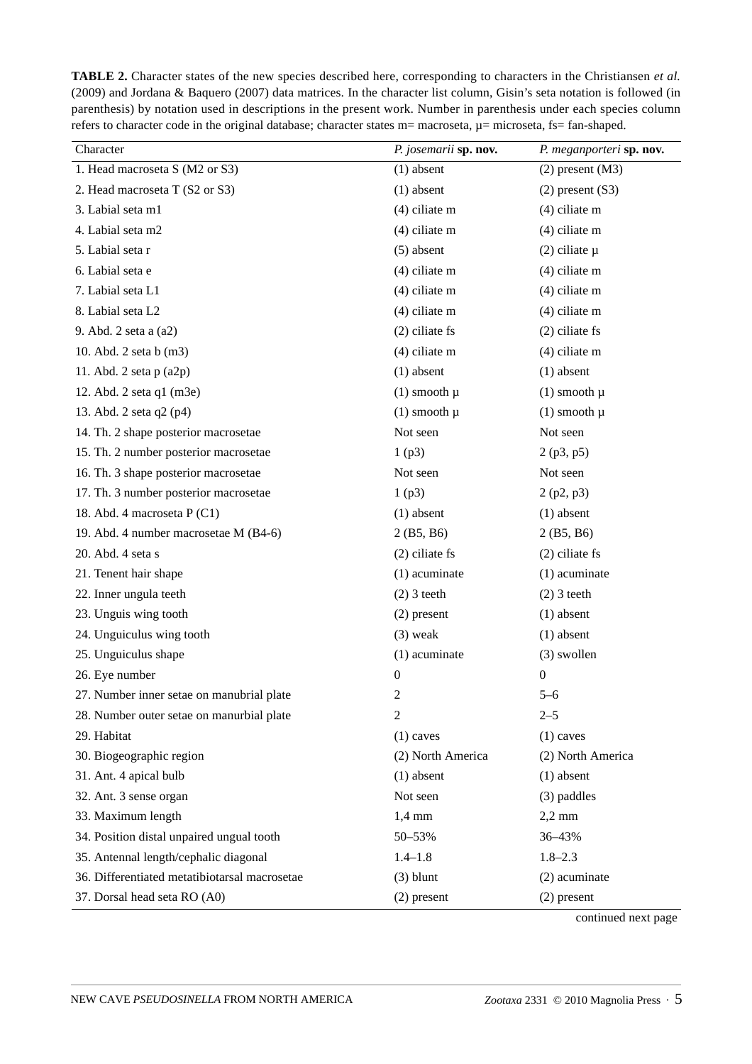**TABLE 2.** Character states of the new species described here, corresponding to characters in the Christiansen *et al.* (2009) and Jordana & Baquero (2007) data matrices. In the character list column, Gisin's seta notation is followed (in parenthesis) by notation used in descriptions in the present work. Number in parenthesis under each species column refers to character code in the original database; character states m= macroseta, µ= microseta, fs= fan-shaped.

| Character | *P. josemarii* **sp. nov.** | *P. meganporteri* **sp. nov.** |
|---|---|---|
| 1. Head macroseta S (M2 or S3) | (1) absent | (2) present (M3) |
| 2. Head macroseta T (S2 or S3) | (1) absent | (2) present (S3) |
| 3. Labial seta m1 | (4) ciliate m | (4) ciliate m |
| 4. Labial seta m2 | (4) ciliate m | (4) ciliate m |
| 5. Labial seta r | (5) absent | (2) ciliate µ |
| 6. Labial seta e | (4) ciliate m | (4) ciliate m |
| 7. Labial seta L1 | (4) ciliate m | (4) ciliate m |
| 8. Labial seta L2 | (4) ciliate m | (4) ciliate m |
| 9. Abd. 2 seta a (a2) | (2) ciliate fs | (2) ciliate fs |
| 10. Abd. 2 seta b (m3) | (4) ciliate m | (4) ciliate m |
| 11. Abd. 2 seta p (a2p) | (1) absent | (1) absent |
| 12. Abd. 2 seta q1 (m3e) | (1) smooth µ | (1) smooth µ |
| 13. Abd. 2 seta q2 (p4) | (1) smooth µ | (1) smooth µ |
| 14. Th. 2 shape posterior macrosetae | Not seen | Not seen |
| 15. Th. 2 number posterior macrosetae | 1 (p3) | 2 (p3, p5) |
| 16. Th. 3 shape posterior macrosetae | Not seen | Not seen |
| 17. Th. 3 number posterior macrosetae | 1 (p3) | 2 (p2, p3) |
| 18. Abd. 4 macroseta P (C1) | (1) absent | (1) absent |
| 19. Abd. 4 number macrosetae M (B4-6) | 2 (B5, B6) | 2 (B5, B6) |
| 20. Abd. 4 seta s | (2) ciliate fs | (2) ciliate fs |
| 21. Tenent hair shape | (1) acuminate | (1) acuminate |
| 22. Inner ungula teeth | (2) 3 teeth | (2) 3 teeth |
| 23. Unguis wing tooth | (2) present | (1) absent |
| 24. Unguiculus wing tooth | (3) weak | (1) absent |
| 25. Unguiculus shape | (1) acuminate | (3) swollen |
| 26. Eye number | 0 | 0 |
| 27. Number inner setae on manubrial plate | 2 | 5–6 |
| 28. Number outer setae on manurbial plate | 2 | 2–5 |
| 29. Habitat | (1) caves | (1) caves |
| 30. Biogeographic region | (2) North America | (2) North America |
| 31. Ant. 4 apical bulb | (1) absent | (1) absent |
| 32. Ant. 3 sense organ | Not seen | (3) paddles |
| 33. Maximum length | 1,4 mm | 2,2 mm |
| 34. Position distal unpaired ungual tooth | 50–53% | 36–43% |
| 35. Antennal length/cephalic diagonal | 1.4–1.8 | 1.8–2.3 |
| 36. Differentiated metatibiotarsal macrosetae | (3) blunt | (2) acuminate |
| 37. Dorsal head seta RO (A0) | (2) present | (2) present |

continued next page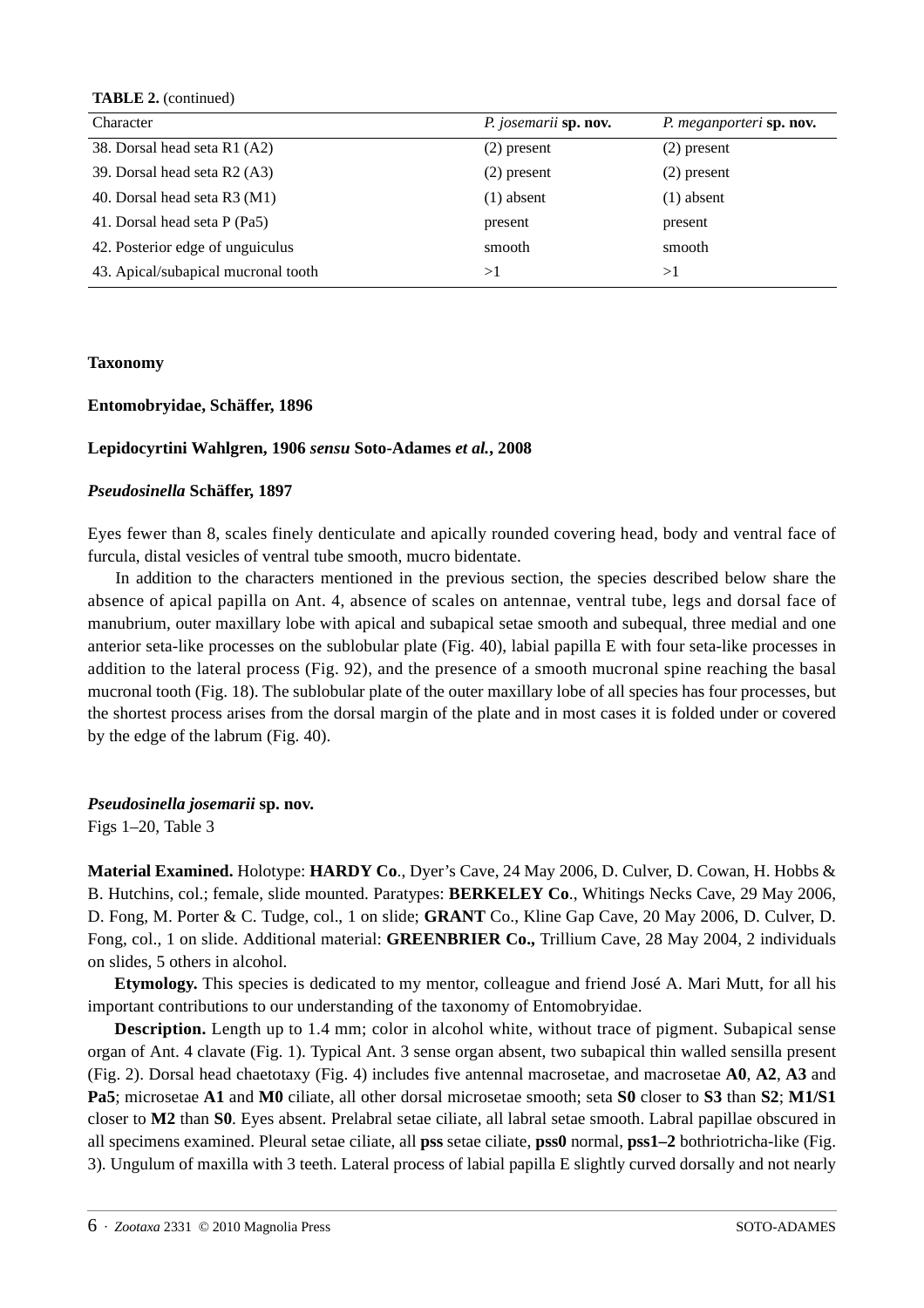**TABLE 2.** (continued)

| Character | *P. josemarii* **sp. nov.** | *P. meganporteri* **sp. nov.** |
|---|---|---|
| 38. Dorsal head seta R1 (A2) | (2) present | (2) present |
| 39. Dorsal head seta R2 (A3) | (2) present | (2) present |
| 40. Dorsal head seta R3 (M1) | (1) absent | (1) absent |
| 41. Dorsal head seta P (Pa5) | present | present |
| 42. Posterior edge of unguiculus | smooth | smooth |
| 43. Apical/subapical mucronal tooth | >1 | >1 |

**Taxonomy**

**Entomobryidae, Schäffer, 1896**

**Lepidocyrtini Wahlgren, 1906** ***sensu*** **Soto-Adames** ***et al.*****, 2008**

***Pseudosinella*** **Schäffer, 1897**

Eyes fewer than 8, scales finely denticulate and apically rounded covering head, body and ventral face of furcula, distal vesicles of ventral tube smooth, mucro bidentate.

In addition to the characters mentioned in the previous section, the species described below share the absence of apical papilla on Ant. 4, absence of scales on antennae, ventral tube, legs and dorsal face of manubrium, outer maxillary lobe with apical and subapical setae smooth and subequal, three medial and one anterior seta-like processes on the sublobular plate (Fig. 40), labial papilla E with four seta-like processes in addition to the lateral process (Fig. 92), and the presence of a smooth mucronal spine reaching the basal mucronal tooth (Fig. 18). The sublobular plate of the outer maxillary lobe of all species has four processes, but the shortest process arises from the dorsal margin of the plate and in most cases it is folded under or covered by the edge of the labrum (Fig. 40).

***Pseudosinella josemarii*** **sp. nov.**
Figs 1–20, Table 3

**Material Examined.** Holotype: **HARDY Co**., Dyer's Cave, 24 May 2006, D. Culver, D. Cowan, H. Hobbs & B. Hutchins, col.; female, slide mounted. Paratypes: **BERKELEY Co**., Whitings Necks Cave, 29 May 2006, D. Fong, M. Porter & C. Tudge, col., 1 on slide; **GRANT** Co., Kline Gap Cave, 20 May 2006, D. Culver, D. Fong, col., 1 on slide. Additional material: **GREENBRIER Co.,** Trillium Cave, 28 May 2004, 2 individuals on slides, 5 others in alcohol.

**Etymology.** This species is dedicated to my mentor, colleague and friend José A. Mari Mutt, for all his important contributions to our understanding of the taxonomy of Entomobryidae.

**Description.** Length up to 1.4 mm; color in alcohol white, without trace of pigment. Subapical sense organ of Ant. 4 clavate (Fig. 1). Typical Ant. 3 sense organ absent, two subapical thin walled sensilla present (Fig. 2). Dorsal head chaetotaxy (Fig. 4) includes five antennal macrosetae, and macrosetae **A0**, **A2**, **A3** and **Pa5**; microsetae **A1** and **M0** ciliate, all other dorsal microsetae smooth; seta **S0** closer to **S3** than **S2**; **M1/S1** closer to **M2** than **S0**. Eyes absent. Prelabral setae ciliate, all labral setae smooth. Labral papillae obscured in all specimens examined. Pleural setae ciliate, all **pss** setae ciliate, **pss0** normal, **pss1–2** bothriotricha-like (Fig. 3). Ungulum of maxilla with 3 teeth. Lateral process of labial papilla E slightly curved dorsally and not nearly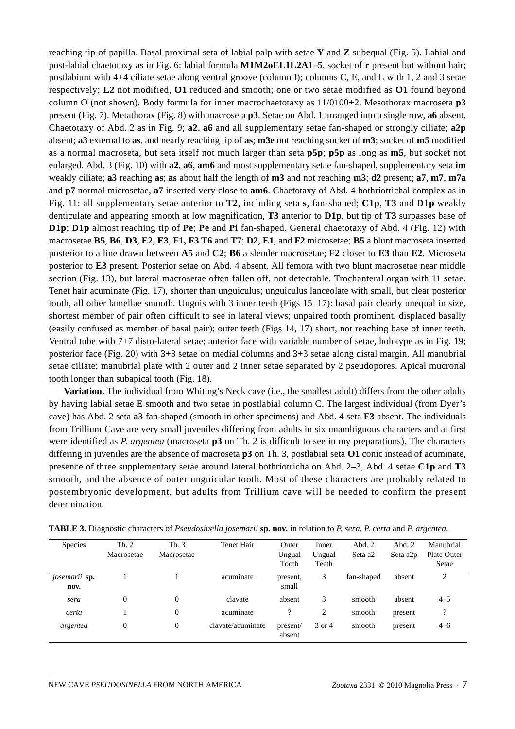reaching tip of papilla. Basal proximal seta of labial palp with setae **Y** and **Z** subequal (Fig. 5). Labial and post-labial chaetotaxy as in Fig. 6: labial formula **M1M2oEL1L2A1–5**, socket of **r** present but without hair; postlabium with 4+4 ciliate setae along ventral groove (column I); columns C, E, and L with 1, 2 and 3 setae respectively; **L2** not modified, **O1** reduced and smooth; one or two setae modified as **O1** found beyond column O (not shown). Body formula for inner macrochaetotaxy as 11/0100+2. Mesothorax macroseta **p3** present (Fig. 7). Metathorax (Fig. 8) with macroseta **p3**. Setae on Abd. 1 arranged into a single row, **a6** absent. Chaetotaxy of Abd. 2 as in Fig. 9; **a2**, **a6** and all supplementary setae fan-shaped or strongly ciliate; **a2p** absent; **a3** external to **as**, and nearly reaching tip of **as**; **m3e** not reaching socket of **m3**; socket of **m5** modified as a normal macroseta, but seta itself not much larger than seta **p5p**; **p5p** as long as **m5**, but socket not enlarged. Abd. 3 (Fig. 10) with **a2**, **a6**, **am6** and most supplementary setae fan-shaped, supplementary seta **im** weakly ciliate; **a3** reaching **as**; **as** about half the length of **m3** and not reaching **m3**; **d2** present; **a7**, **m7**, **m7a** and **p7** normal microsetae, **a7** inserted very close to **am6**. Chaetotaxy of Abd. 4 bothriotrichal complex as in Fig. 11: all supplementary setae anterior to **T2**, including seta **s**, fan-shaped; **C1p**, **T3** and **D1p** weakly denticulate and appearing smooth at low magnification, **T3** anterior to **D1p**, but tip of **T3** surpasses base of **D1p**; **D1p** almost reaching tip of **Pe**; **Pe** and **Pi** fan-shaped. General chaetotaxy of Abd. 4 (Fig. 12) with macrosetae **B5**, **B6**, **D3**, **E2**, **E3**, **F1, F3 T6** and **T7**; **D2**, **E1**, and **F2** microsetae; **B5** a blunt macroseta inserted posterior to a line drawn between **A5** and **C2**; **B6** a slender macrosetae; **F2** closer to **E3** than **E2**. Microseta posterior to **E3** present. Posterior setae on Abd. 4 absent. All femora with two blunt macrosetae near middle section (Fig. 13), but lateral macrosetae often fallen off, not detectable. Trochanteral organ with 11 setae. Tenet hair acuminate (Fig. 17), shorter than unguiculus; unguiculus lanceolate with small, but clear posterior tooth, all other lamellae smooth. Unguis with 3 inner teeth (Figs 15–17): basal pair clearly unequal in size, shortest member of pair often difficult to see in lateral views; unpaired tooth prominent, displaced basally (easily confused as member of basal pair); outer teeth (Figs 14, 17) short, not reaching base of inner teeth. Ventral tube with 7+7 disto-lateral setae; anterior face with variable number of setae, holotype as in Fig. 19; posterior face (Fig. 20) with 3+3 setae on medial columns and 3+3 setae along distal margin. All manubrial setae ciliate; manubrial plate with 2 outer and 2 inner setae separated by 2 pseudopores. Apical mucronal tooth longer than subapical tooth (Fig. 18).

**Variation.** The individual from Whiting's Neck cave (i.e., the smallest adult) differs from the other adults by having labial setae E smooth and two setae in postlabial column C. The largest individual (from Dyer's cave) has Abd. 2 seta **a3** fan-shaped (smooth in other specimens) and Abd. 4 seta **F3** absent. The individuals from Trillium Cave are very small juveniles differing from adults in six unambiguous characters and at first were identified as *P. argentea* (macroseta **p3** on Th. 2 is difficult to see in my preparations). The characters differing in juveniles are the absence of macroseta **p3** on Th. 3, postlabial seta **O1** conic instead of acuminate, presence of three supplementary setae around lateral bothriotricha on Abd. 2–3, Abd. 4 setae **C1p** and **T3** smooth, and the absence of outer unguicular tooth. Most of these characters are probably related to postembryonic development, but adults from Trillium cave will be needed to confirm the present determination.

**TABLE 3.** Diagnostic characters of *Pseudosinella josemarii* **sp. nov.** in relation to *P. sera*, *P. certa* and *P. argentea*.

| Species | Th. 2 Macrosetae | Th. 3 Macrosetae | Tenet Hair | Outer Ungual Tooth | Inner Ungual Teeth | Abd. 2 Seta a2 | Abd. 2 Seta a2p | Manubrial Plate Outer Setae |
|---|---|---|---|---|---|---|---|---|
| *josemarii* **sp. nov.** | 1 | 1 | acuminate | present, small | 3 | fan-shaped | absent | 2 |
| *sera* | 0 | 0 | clavate | absent | 3 | smooth | absent | 4–5 |
| *certa* | 1 | 0 | acuminate | ? | 2 | smooth | present | ? |
| *argentea* | 0 | 0 | clavate/acuminate | present/ absent | 3 or 4 | smooth | present | 4–6 |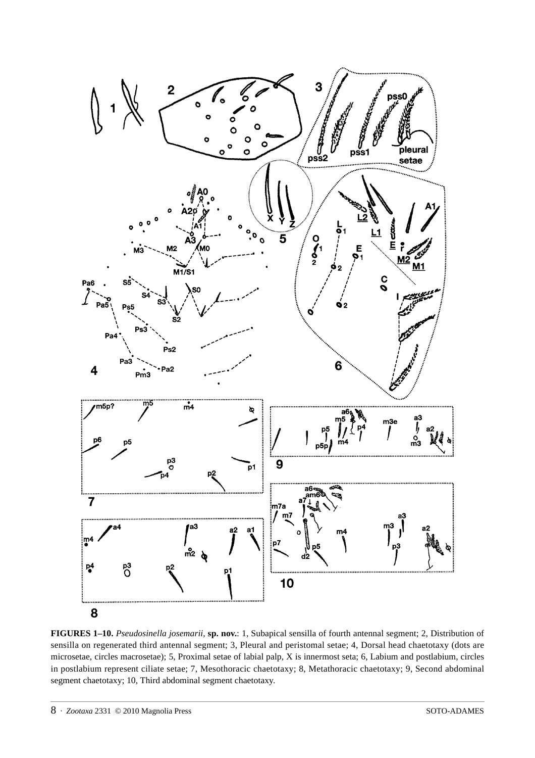**FIGURES 1–10.** *Pseudosinella josemarii*, **sp. nov.**: 1, Subapical sensilla of fourth antennal segment; 2, Distribution of sensilla on regenerated third antennal segment; 3, Pleural and peristomal setae; 4, Dorsal head chaetotaxy (dots are microsetae, circles macrosetae); 5, Proximal setae of labial palp, X is innermost seta; 6, Labium and postlabium, circles in postlabium represent ciliate setae; 7, Mesothoracic chaetotaxy; 8, Metathoracic chaetotaxy; 9, Second abdominal segment chaetotaxy; 10, Third abdominal segment chaetotaxy.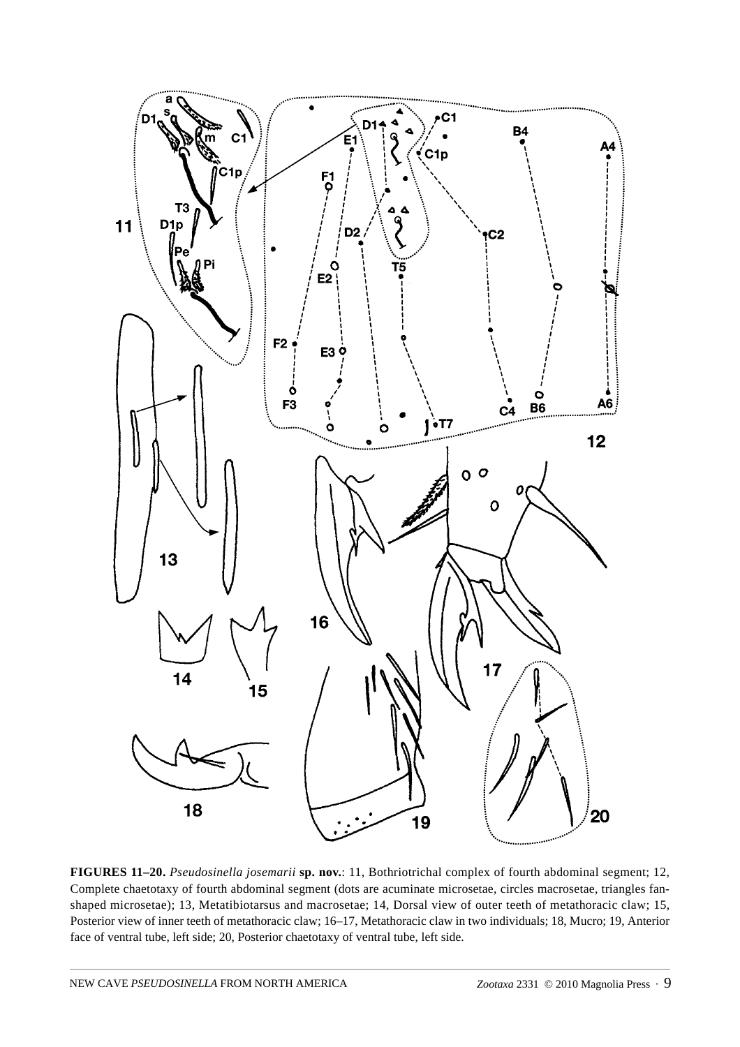**FIGURES 11–20.** *Pseudosinella josemarii* **sp. nov.**: 11, Bothriotrichal complex of fourth abdominal segment; 12, Complete chaetotaxy of fourth abdominal segment (dots are acuminate microsetae, circles macrosetae, triangles fan-shaped microsetae); 13, Metatibiotarsus and macrosetae; 14, Dorsal view of outer teeth of metathoracic claw; 15, Posterior view of inner teeth of metathoracic claw; 16–17, Metathoracic claw in two individuals; 18, Mucro; 19, Anterior face of ventral tube, left side; 20, Posterior chaetotaxy of ventral tube, left side.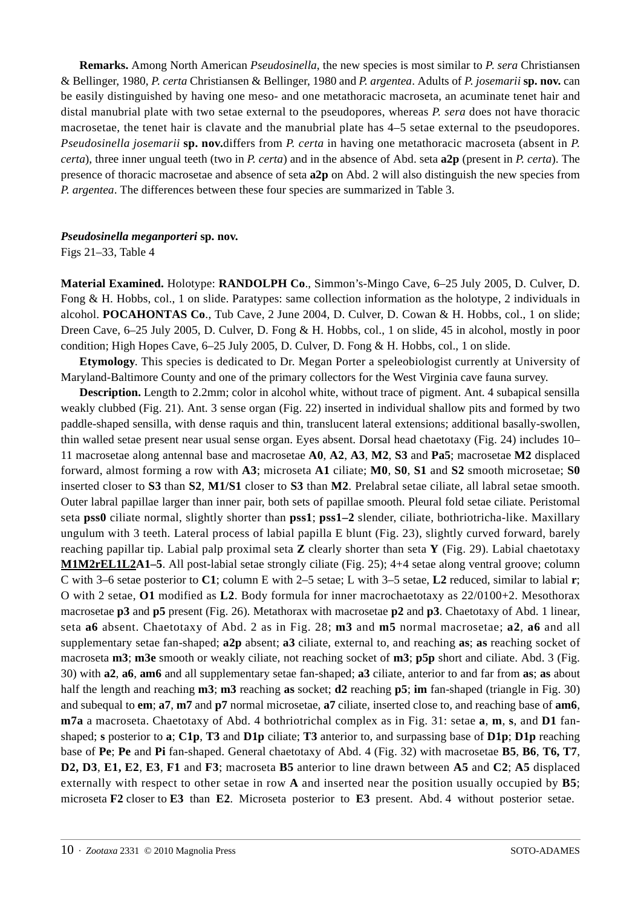**Remarks.** Among North American *Pseudosinella*, the new species is most similar to *P. sera* Christiansen & Bellinger, 1980, *P. certa* Christiansen & Bellinger, 1980 and *P. argentea*. Adults of *P. josemarii* **sp. nov.** can be easily distinguished by having one meso- and one metathoracic macroseta, an acuminate tenet hair and distal manubrial plate with two setae external to the pseudopores, whereas *P. sera* does not have thoracic macrosetae, the tenet hair is clavate and the manubrial plate has 4–5 setae external to the pseudopores. *Pseudosinella josemarii* **sp. nov.**differs from *P. certa* in having one metathoracic macroseta (absent in *P. certa*), three inner ungual teeth (two in *P. certa*) and in the absence of Abd. seta **a2p** (present in *P. certa*). The presence of thoracic macrosetae and absence of seta **a2p** on Abd. 2 will also distinguish the new species from *P. argentea*. The differences between these four species are summarized in Table 3.

***Pseudosinella meganporteri*** **sp. nov.**

Figs 21–33, Table 4

**Material Examined.** Holotype: **RANDOLPH Co**., Simmon's-Mingo Cave, 6–25 July 2005, D. Culver, D. Fong & H. Hobbs, col., 1 on slide. Paratypes: same collection information as the holotype, 2 individuals in alcohol. **POCAHONTAS Co**., Tub Cave, 2 June 2004, D. Culver, D. Cowan & H. Hobbs, col., 1 on slide; Dreen Cave, 6–25 July 2005, D. Culver, D. Fong & H. Hobbs, col., 1 on slide, 45 in alcohol, mostly in poor condition; High Hopes Cave, 6–25 July 2005, D. Culver, D. Fong & H. Hobbs, col., 1 on slide.

**Etymology**. This species is dedicated to Dr. Megan Porter a speleobiologist currently at University of Maryland-Baltimore County and one of the primary collectors for the West Virginia cave fauna survey.

**Description.** Length to 2.2mm; color in alcohol white, without trace of pigment. Ant. 4 subapical sensilla weakly clubbed (Fig. 21). Ant. 3 sense organ (Fig. 22) inserted in individual shallow pits and formed by two paddle-shaped sensilla, with dense raquis and thin, translucent lateral extensions; additional basally-swollen, thin walled setae present near usual sense organ. Eyes absent. Dorsal head chaetotaxy (Fig. 24) includes 10–11 macrosetae along antennal base and macrosetae **A0**, **A2**, **A3**, **M2**, **S3** and **Pa5**; macrosetae **M2** displaced forward, almost forming a row with **A3**; microseta **A1** ciliate; **M0**, **S0**, **S1** and **S2** smooth microsetae; **S0** inserted closer to **S3** than **S2**, **M1/S1** closer to **S3** than **M2**. Prelabral setae ciliate, all labral setae smooth. Outer labral papillae larger than inner pair, both sets of papillae smooth. Pleural fold setae ciliate. Peristomal seta **pss0** ciliate normal, slightly shorter than **pss1**; **pss1–2** slender, ciliate, bothriotricha-like. Maxillary ungulum with 3 teeth. Lateral process of labial papilla E blunt (Fig. 23), slightly curved forward, barely reaching papillar tip. Labial palp proximal seta **Z** clearly shorter than seta **Y** (Fig. 29). Labial chaetotaxy <u>**M1M2rEL1L2**</u>**A1–5**. All post-labial setae strongly ciliate (Fig. 25); 4+4 setae along ventral groove; column C with 3–6 setae posterior to **C1**; column E with 2–5 setae; L with 3–5 setae, **L2** reduced, similar to labial **r**; O with 2 setae, **O1** modified as **L2**. Body formula for inner macrochaetotaxy as 22/0100+2. Mesothorax macrosetae **p3** and **p5** present (Fig. 26). Metathorax with macrosetae **p2** and **p3**. Chaetotaxy of Abd. 1 linear, seta **a6** absent. Chaetotaxy of Abd. 2 as in Fig. 28; **m3** and **m5** normal macrosetae; **a2**, **a6** and all supplementary setae fan-shaped; **a2p** absent; **a3** ciliate, external to, and reaching **as**; **as** reaching socket of macroseta **m3**; **m3e** smooth or weakly ciliate, not reaching socket of **m3**; **p5p** short and ciliate. Abd. 3 (Fig. 30) with **a2**, **a6**, **am6** and all supplementary setae fan-shaped; **a3** ciliate, anterior to and far from **as**; **as** about half the length and reaching **m3**; **m3** reaching **as** socket; **d2** reaching **p5**; **im** fan-shaped (triangle in Fig. 30) and subequal to **em**; **a7**, **m7** and **p7** normal microsetae, **a7** ciliate, inserted close to, and reaching base of **am6**, **m7a** a macroseta. Chaetotaxy of Abd. 4 bothriotrichal complex as in Fig. 31: setae **a**, **m**, **s**, and **D1** fan-shaped; **s** posterior to **a**; **C1p**, **T3** and **D1p** ciliate; **T3** anterior to, and surpassing base of **D1p**; **D1p** reaching base of **Pe**; **Pe** and **Pi** fan-shaped. General chaetotaxy of Abd. 4 (Fig. 32) with macrosetae **B5**, **B6**, **T6, T7**, **D2, D3**, **E1, E2**, **E3**, **F1** and **F3**; macroseta **B5** anterior to line drawn between **A5** and **C2**; **A5** displaced externally with respect to other setae in row **A** and inserted near the position usually occupied by **B5**; microseta **F2** closer to **E3** than **E2**. Microseta posterior to **E3** present. Abd. 4 without posterior setae.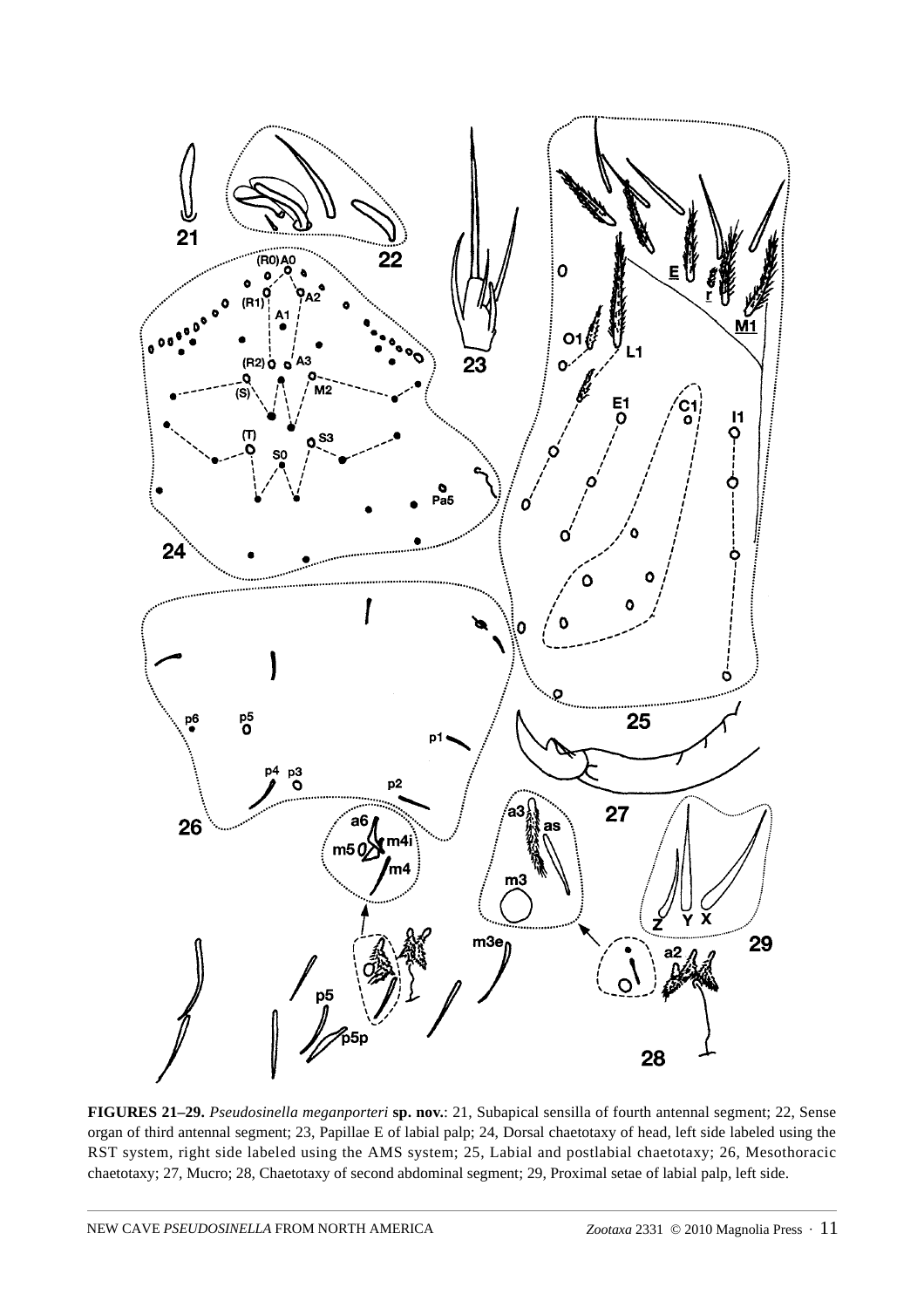**FIGURES 21–29.** *Pseudosinella meganporteri* **sp. nov.**: 21, Subapical sensilla of fourth antennal segment; 22, Sense organ of third antennal segment; 23, Papillae E of labial palp; 24, Dorsal chaetotaxy of head, left side labeled using the RST system, right side labeled using the AMS system; 25, Labial and postlabial chaetotaxy; 26, Mesothoracic chaetotaxy; 27, Mucro; 28, Chaetotaxy of second abdominal segment; 29, Proximal setae of labial palp, left side.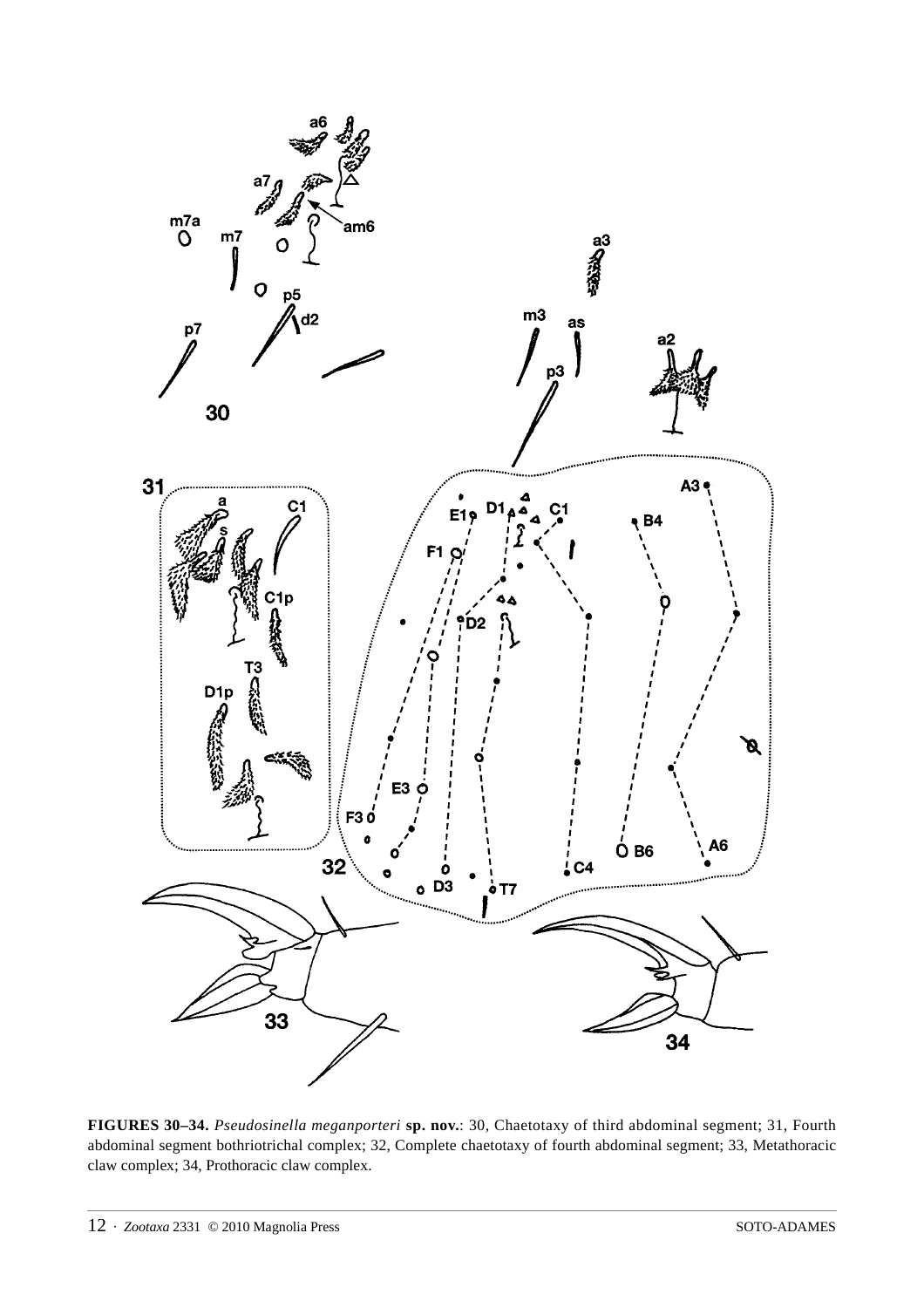**FIGURES 30–34.** *Pseudosinella meganporteri* **sp. nov.**: 30, Chaetotaxy of third abdominal segment; 31, Fourth abdominal segment bothriotrichal complex; 32, Complete chaetotaxy of fourth abdominal segment; 33, Metathoracic claw complex; 34, Prothoracic claw complex.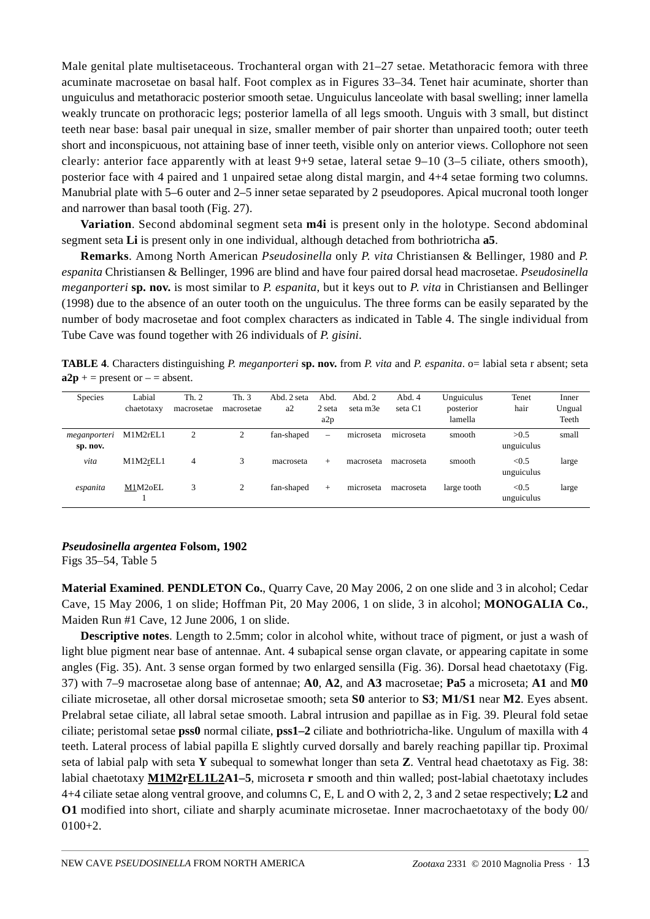Male genital plate multisetaceous. Trochanteral organ with 21–27 setae. Metathoracic femora with three acuminate macrosetae on basal half. Foot complex as in Figures 33–34. Tenet hair acuminate, shorter than unguiculus and metathoracic posterior smooth setae. Unguiculus lanceolate with basal swelling; inner lamella weakly truncate on prothoracic legs; posterior lamella of all legs smooth. Unguis with 3 small, but distinct teeth near base: basal pair unequal in size, smaller member of pair shorter than unpaired tooth; outer teeth short and inconspicuous, not attaining base of inner teeth, visible only on anterior views. Collophore not seen clearly: anterior face apparently with at least 9+9 setae, lateral setae 9–10 (3–5 ciliate, others smooth), posterior face with 4 paired and 1 unpaired setae along distal margin, and 4+4 setae forming two columns. Manubrial plate with 5–6 outer and 2–5 inner setae separated by 2 pseudopores. Apical mucronal tooth longer and narrower than basal tooth (Fig. 27).

**Variation**. Second abdominal segment seta **m4i** is present only in the holotype. Second abdominal segment seta **Li** is present only in one individual, although detached from bothriotricha **a5**.

**Remarks**. Among North American *Pseudosinella* only *P. vita* Christiansen & Bellinger, 1980 and *P. espanita* Christiansen & Bellinger, 1996 are blind and have four paired dorsal head macrosetae. *Pseudosinella meganporteri* **sp. nov.** is most similar to *P. espanita*, but it keys out to *P. vita* in Christiansen and Bellinger (1998) due to the absence of an outer tooth on the unguiculus. The three forms can be easily separated by the number of body macrosetae and foot complex characters as indicated in Table 4. The single individual from Tube Cave was found together with 26 individuals of *P. gisini*.

**TABLE 4**. Characters distinguishing *P. meganporteri* **sp. nov.** from *P. vita* and *P. espanita*. o= labial seta r absent; seta **a2p** + = present or – = absent.

| Species | Labial chaetotaxy | Th. 2 macrosetae | Th. 3 macrosetae | Abd. 2 seta a2 | Abd. 2 seta a2p | Abd. 2 seta m3e | Abd. 4 seta C1 | Unguiculus posterior lamella | Tenet hair | Inner Ungual Teeth |
|---|---|---|---|---|---|---|---|---|---|---|
| *meganporteri* **sp. nov.** | M1M2rEL1 | 2 | 2 | fan-shaped | – | microseta | microseta | smooth | >0.5 unguiculus | small |
| *vita* | M1M2<u>r</u>EL1 | 4 | 3 | macroseta | + | macroseta | macroseta | smooth | <0.5 unguiculus | large |
| *espanita* | <u>M1</u>M2oEL1 | 3 | 2 | fan-shaped | + | microseta | macroseta | large tooth | <0.5 unguiculus | large |

### *Pseudosinella argentea* Folsom, 1902

Figs 35–54, Table 5

**Material Examined**. **PENDLETON Co.**, Quarry Cave, 20 May 2006, 2 on one slide and 3 in alcohol; Cedar Cave, 15 May 2006, 1 on slide; Hoffman Pit, 20 May 2006, 1 on slide, 3 in alcohol; **MONOGALIA Co.**, Maiden Run #1 Cave, 12 June 2006, 1 on slide.

**Descriptive notes**. Length to 2.5mm; color in alcohol white, without trace of pigment, or just a wash of light blue pigment near base of antennae. Ant. 4 subapical sense organ clavate, or appearing capitate in some angles (Fig. 35). Ant. 3 sense organ formed by two enlarged sensilla (Fig. 36). Dorsal head chaetotaxy (Fig. 37) with 7–9 macrosetae along base of antennae; **A0**, **A2**, and **A3** macrosetae; **Pa5** a microseta; **A1** and **M0** ciliate microsetae, all other dorsal microsetae smooth; seta **S0** anterior to **S3**; **M1/S1** near **M2**. Eyes absent. Prelabral setae ciliate, all labral setae smooth. Labral intrusion and papillae as in Fig. 39. Pleural fold setae ciliate; peristomal setae **pss0** normal ciliate, **pss1–2** ciliate and bothriotricha-like. Ungulum of maxilla with 4 teeth. Lateral process of labial papilla E slightly curved dorsally and barely reaching papillar tip. Proximal seta of labial palp with seta **Y** subequal to somewhat longer than seta **Z**. Ventral head chaetotaxy as Fig. 38: labial chaetotaxy **<u>M1M2</u>r<u>EL1L2</u>A1–5**, microseta **r** smooth and thin walled; post-labial chaetotaxy includes 4+4 ciliate setae along ventral groove, and columns C, E, L and O with 2, 2, 3 and 2 setae respectively; **L2** and **O1** modified into short, ciliate and sharply acuminate microsetae. Inner macrochaetotaxy of the body 00/0100+2.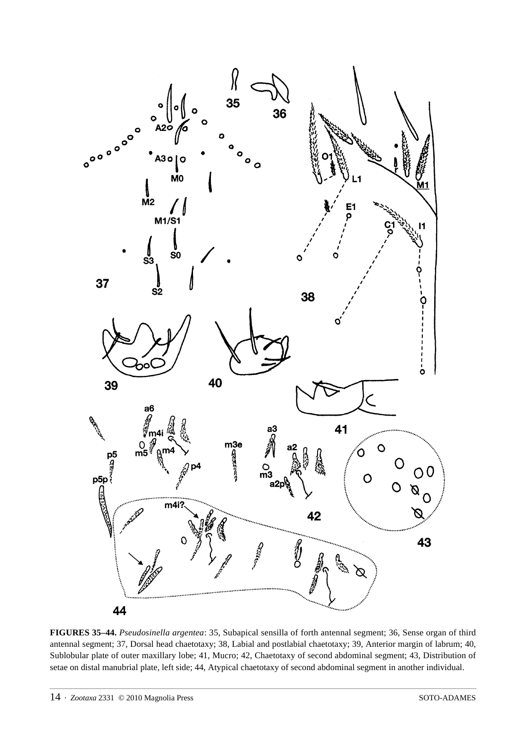**FIGURES 35–44.** *Pseudosinella argentea*: 35, Subapical sensilla of forth antennal segment; 36, Sense organ of third antennal segment; 37, Dorsal head chaetotaxy; 38, Labial and postlabial chaetotaxy; 39, Anterior margin of labrum; 40, Sublobular plate of outer maxillary lobe; 41, Mucro; 42, Chaetotaxy of second abdominal segment; 43, Distribution of setae on distal manubrial plate, left side; 44, Atypical chaetotaxy of second abdominal segment in another individual.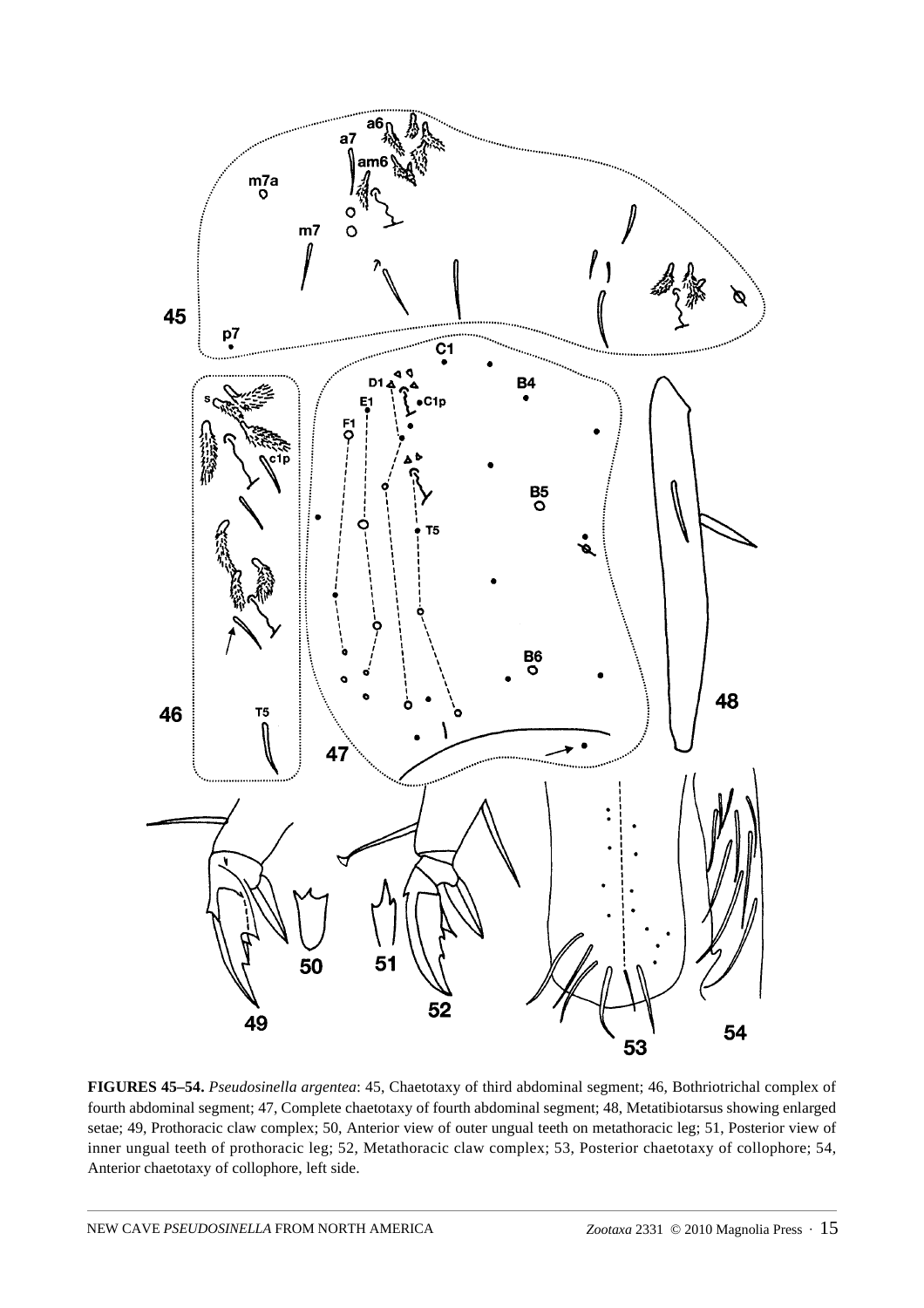**FIGURES 45–54.** *Pseudosinella argentea*: 45, Chaetotaxy of third abdominal segment; 46, Bothriotrichal complex of fourth abdominal segment; 47, Complete chaetotaxy of fourth abdominal segment; 48, Metatibiotarsus showing enlarged setae; 49, Prothoracic claw complex; 50, Anterior view of outer ungual teeth on metathoracic leg; 51, Posterior view of inner ungual teeth of prothoracic leg; 52, Metathoracic claw complex; 53, Posterior chaetotaxy of collophore; 54, Anterior chaetotaxy of collophore, left side.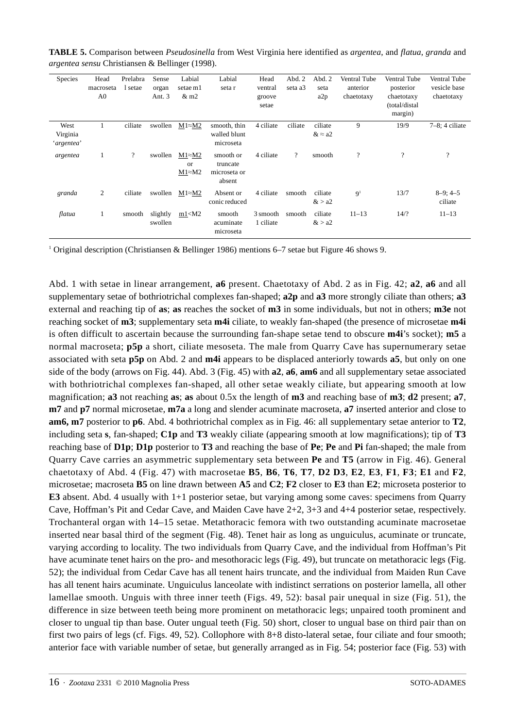**TABLE 5.** Comparison between *Pseudosinella* from West Virginia here identified as *argentea*, and *flatua*, *granda* and *argentea sensu* Christiansen & Bellinger (1998).

| Species | Head macroseta A0 | Prelabral setae | Sense organ Ant. 3 | Labial setae m1 & m2 | Labial seta r | Head ventral groove setae | Abd. 2 seta a3 | Abd. 2 seta a2p | Ventral Tube anterior chaetotaxy | Ventral Tube posterior chaetotaxy (total/distal margin) | Ventral Tube vesicle base chaetotaxy |
|---|---|---|---|---|---|---|---|---|---|---|---|
| West Virginia '*argentea*' | 1 | ciliate | swollen | M1≈M2 | smooth, thin walled blunt microseta | 4 ciliate | ciliate | ciliate & ≈ a2 | 9 | 19/9 | 7–8; 4 ciliate |
| *argentea* | 1 | ? | swollen | M1≈M2 or M1≈M2 | smooth or truncate microseta or absent | 4 ciliate | ? | smooth | ? | ? | ? |
| *granda* | 2 | ciliate | swollen | M1≈M2 | Absent or conic reduced | 4 ciliate | smooth | ciliate & > a2 | 9[1] | 13/7 | 8–9; 4–5 ciliate |
| *flatua* | 1 | smooth | slightly swollen | m1<M2 | smooth acuminate microseta | 3 smooth 1 ciliate | smooth | ciliate & > a2 | 11–13 | 14/? | 11–13 |

[1] Original description (Christiansen & Bellinger 1986) mentions 6–7 setae but Figure 46 shows 9.

Abd. 1 with setae in linear arrangement, **a6** present. Chaetotaxy of Abd. 2 as in Fig. 42; **a2**, **a6** and all supplementary setae of bothriotrichal complexes fan-shaped; **a2p** and **a3** more strongly ciliate than others; **a3** external and reaching tip of **as**; **as** reaches the socket of **m3** in some individuals, but not in others; **m3e** not reaching socket of **m3**; supplementary seta **m4i** ciliate, to weakly fan-shaped (the presence of microsetae **m4i** is often difficult to ascertain because the surrounding fan-shape setae tend to obscure **m4i**'s socket); **m5** a normal macroseta; **p5p** a short, ciliate mesoseta. The male from Quarry Cave has supernumerary setae associated with seta **p5p** on Abd. 2 and **m4i** appears to be displaced anteriorly towards **a5**, but only on one side of the body (arrows on Fig. 44). Abd. 3 (Fig. 45) with **a2**, **a6**, **am6** and all supplementary setae associated with bothriotrichal complexes fan-shaped, all other setae weakly ciliate, but appearing smooth at low magnification; **a3** not reaching **as**; **as** about 0.5x the length of **m3** and reaching base of **m3**; **d2** present; **a7**, **m7** and **p7** normal microsetae, **m7a** a long and slender acuminate macroseta, **a7** inserted anterior and close to **am6, m7** posterior to **p6**. Abd. 4 bothriotrichal complex as in Fig. 46: all supplementary setae anterior to **T2**, including seta **s**, fan-shaped; **C1p** and **T3** weakly ciliate (appearing smooth at low magnifications); tip of **T3** reaching base of **D1p**; **D1p** posterior to **T3** and reaching the base of **Pe**; **Pe** and **Pi** fan-shaped; the male from Quarry Cave carries an asymmetric supplementary seta between **Pe** and **T5** (arrow in Fig. 46). General chaetotaxy of Abd. 4 (Fig. 47) with macrosetae **B5**, **B6**, **T6**, **T7**, **D2 D3**, **E2**, **E3**, **F1**, **F3**; **E1** and **F2**, microsetae; macroseta **B5** on line drawn between **A5** and **C2**; **F2** closer to **E3** than **E2**; microseta posterior to **E3** absent. Abd. 4 usually with 1+1 posterior setae, but varying among some caves: specimens from Quarry Cave, Hoffman's Pit and Cedar Cave, and Maiden Cave have 2+2, 3+3 and 4+4 posterior setae, respectively. Trochanteral organ with 14–15 setae. Metathoracic femora with two outstanding acuminate macrosetae inserted near basal third of the segment (Fig. 48). Tenet hair as long as unguiculus, acuminate or truncate, varying according to locality. The two individuals from Quarry Cave, and the individual from Hoffman's Pit have acuminate tenet hairs on the pro- and mesothoracic legs (Fig. 49), but truncate on metathoracic legs (Fig. 52); the individual from Cedar Cave has all tenent hairs truncate, and the individual from Maiden Run Cave has all tenent hairs acuminate. Unguiculus lanceolate with indistinct serrations on posterior lamella, all other lamellae smooth. Unguis with three inner teeth (Figs. 49, 52): basal pair unequal in size (Fig. 51), the difference in size between teeth being more prominent on metathoracic legs; unpaired tooth prominent and closer to ungual tip than base. Outer ungual teeth (Fig. 50) short, closer to ungual base on third pair than on first two pairs of legs (cf. Figs. 49, 52). Collophore with 8+8 disto-lateral setae, four ciliate and four smooth; anterior face with variable number of setae, but generally arranged as in Fig. 54; posterior face (Fig. 53) with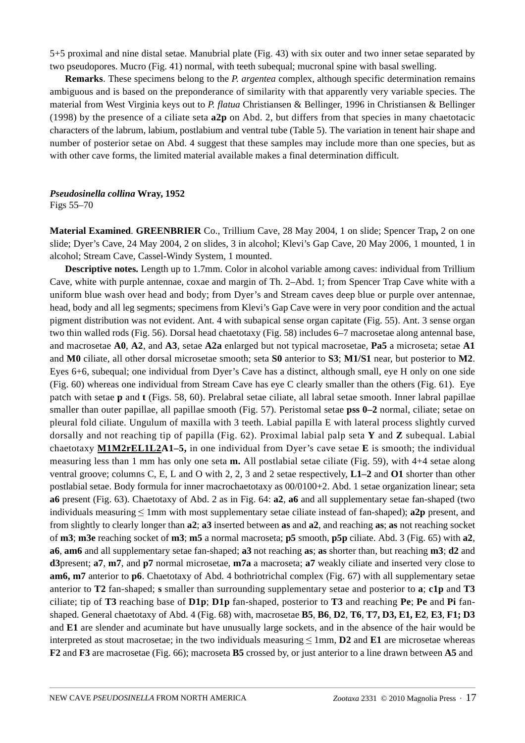5+5 proximal and nine distal setae. Manubrial plate (Fig. 43) with six outer and two inner setae separated by two pseudopores. Mucro (Fig. 41) normal, with teeth subequal; mucronal spine with basal swelling.

**Remarks**. These specimens belong to the *P. argentea* complex, although specific determination remains ambiguous and is based on the preponderance of similarity with that apparently very variable species. The material from West Virginia keys out to *P. flatua* Christiansen & Bellinger, 1996 in Christiansen & Bellinger (1998) by the presence of a ciliate seta **a2p** on Abd. 2, but differs from that species in many chaetotacic characters of the labrum, labium, postlabium and ventral tube (Table 5). The variation in tenent hair shape and number of posterior setae on Abd. 4 suggest that these samples may include more than one species, but as with other cave forms, the limited material available makes a final determination difficult.

***Pseudosinella collina* Wray, 1952**
Figs 55–70

**Material Examined**. **GREENBRIER** Co., Trillium Cave, 28 May 2004, 1 on slide; Spencer Trap**,** 2 on one slide; Dyer's Cave, 24 May 2004, 2 on slides, 3 in alcohol; Klevi's Gap Cave, 20 May 2006, 1 mounted, 1 in alcohol; Stream Cave, Cassel-Windy System, 1 mounted.

**Descriptive notes.** Length up to 1.7mm. Color in alcohol variable among caves: individual from Trillium Cave, white with purple antennae, coxae and margin of Th. 2–Abd. 1; from Spencer Trap Cave white with a uniform blue wash over head and body; from Dyer's and Stream caves deep blue or purple over antennae, head, body and all leg segments; specimens from Klevi's Gap Cave were in very poor condition and the actual pigment distribution was not evident. Ant. 4 with subapical sense organ capitate (Fig. 55). Ant. 3 sense organ two thin walled rods (Fig. 56). Dorsal head chaetotaxy (Fig. 58) includes 6–7 macrosetae along antennal base, and macrosetae **A0**, **A2**, and **A3**, setae **A2a** enlarged but not typical macrosetae, **Pa5** a microseta; setae **A1** and **M0** ciliate, all other dorsal microsetae smooth; seta **S0** anterior to **S3**; **M1/S1** near, but posterior to **M2**. Eyes 6+6, subequal; one individual from Dyer's Cave has a distinct, although small, eye H only on one side (Fig. 60) whereas one individual from Stream Cave has eye C clearly smaller than the others (Fig. 61). Eye patch with setae **p** and **t** (Figs. 58, 60). Prelabral setae ciliate, all labral setae smooth. Inner labral papillae smaller than outer papillae, all papillae smooth (Fig. 57). Peristomal setae **pss 0–2** normal, ciliate; setae on pleural fold ciliate. Ungulum of maxilla with 3 teeth. Labial papilla E with lateral process slightly curved dorsally and not reaching tip of papilla (Fig. 62). Proximal labial palp seta **Y** and **Z** subequal. Labial chaetotaxy **<u>M1M2rEL1L2</u>A1–5,** in one individual from Dyer's cave setae **E** is smooth; the individual measuring less than 1 mm has only one seta **m.** All postlabial setae ciliate (Fig. 59), with 4+4 setae along ventral groove; columns C, E, L and O with 2, 2, 3 and 2 setae respectively, **L1–2** and **O1** shorter than other postlabial setae. Body formula for inner macrochaetotaxy as 00/0100+2. Abd. 1 setae organization linear; seta **a6** present (Fig. 63). Chaetotaxy of Abd. 2 as in Fig. 64: **a2**, **a6** and all supplementary setae fan-shaped (two individuals measuring ≤ 1mm with most supplementary setae ciliate instead of fan-shaped); **a2p** present, and from slightly to clearly longer than **a2**; **a3** inserted between **as** and **a2**, and reaching **as**; **as** not reaching socket of **m3**; **m3e** reaching socket of **m3**; **m5** a normal macroseta; **p5** smooth, **p5p** ciliate. Abd. 3 (Fig. 65) with **a2**, **a6**, **am6** and all supplementary setae fan-shaped; **a3** not reaching **as**; **as** shorter than, but reaching **m3**; **d2** and **d3**present; **a7**, **m7**, and **p7** normal microsetae, **m7a** a macroseta; **a7** weakly ciliate and inserted very close to **am6, m7** anterior to **p6**. Chaetotaxy of Abd. 4 bothriotrichal complex (Fig. 67) with all supplementary setae anterior to **T2** fan-shaped; **s** smaller than surrounding supplementary setae and posterior to **a**; **c1p** and **T3** ciliate; tip of **T3** reaching base of **D1p**; **D1p** fan-shaped, posterior to **T3** and reaching **Pe**; **Pe** and **Pi** fan-shaped. General chaetotaxy of Abd. 4 (Fig. 68) with, macrosetae **B5**, **B6**, **D2**, **T6**, **T7, D3, E1, E2**, **E3**, **F1; D3** and **E1** are slender and acuminate but have unusually large sockets, and in the absence of the hair would be interpreted as stout macrosetae; in the two individuals measuring ≤ 1mm, **D2** and **E1** are microsetae whereas **F2** and **F3** are macrosetae (Fig. 66); macroseta **B5** crossed by, or just anterior to a line drawn between **A5** and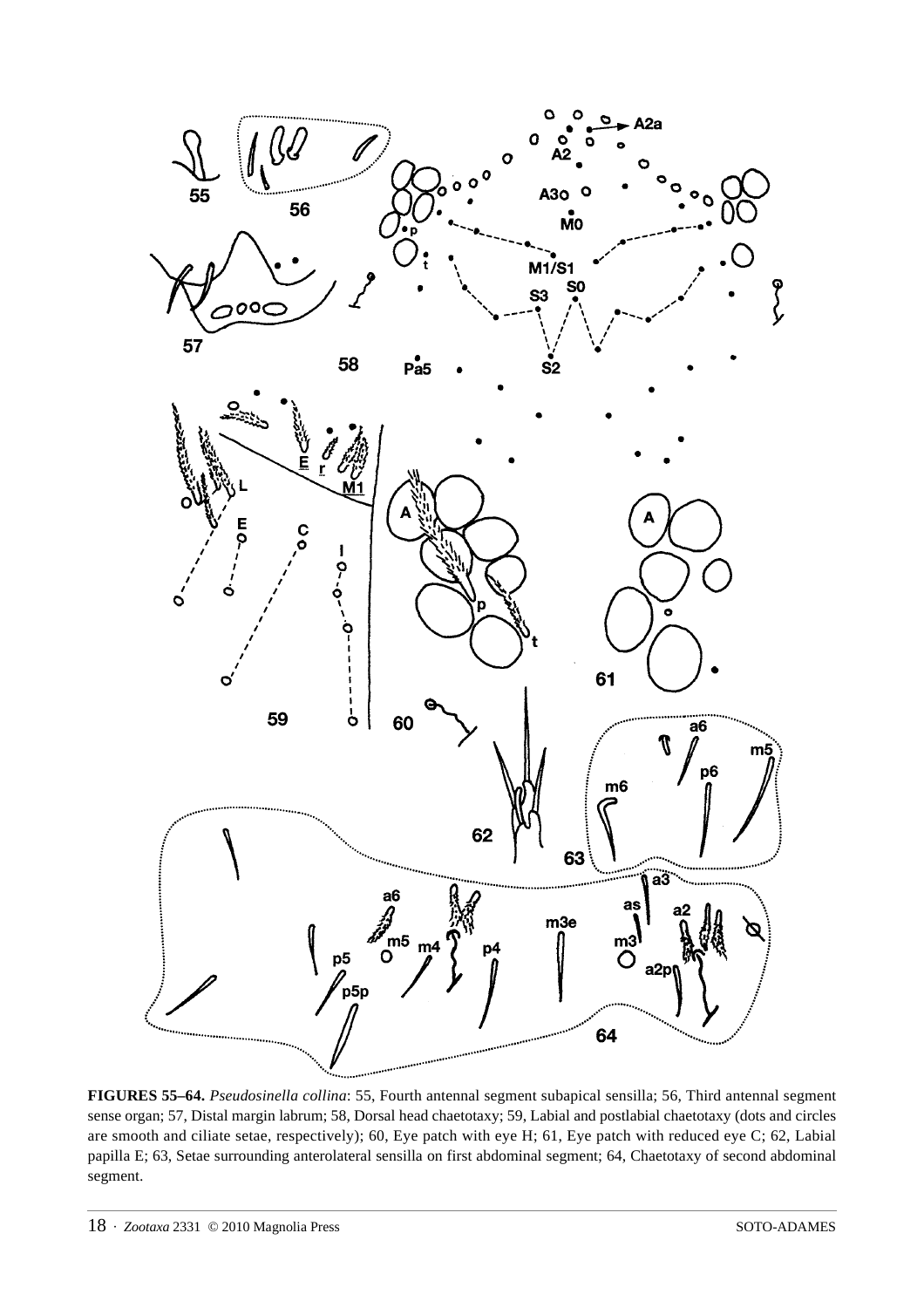**FIGURES 55–64.** *Pseudosinella collina*: 55, Fourth antennal segment subapical sensilla; 56, Third antennal segment sense organ; 57, Distal margin labrum; 58, Dorsal head chaetotaxy; 59, Labial and postlabial chaetotaxy (dots and circles are smooth and ciliate setae, respectively); 60, Eye patch with eye H; 61, Eye patch with reduced eye C; 62, Labial papilla E; 63, Setae surrounding anterolateral sensilla on first abdominal segment; 64, Chaetotaxy of second abdominal segment.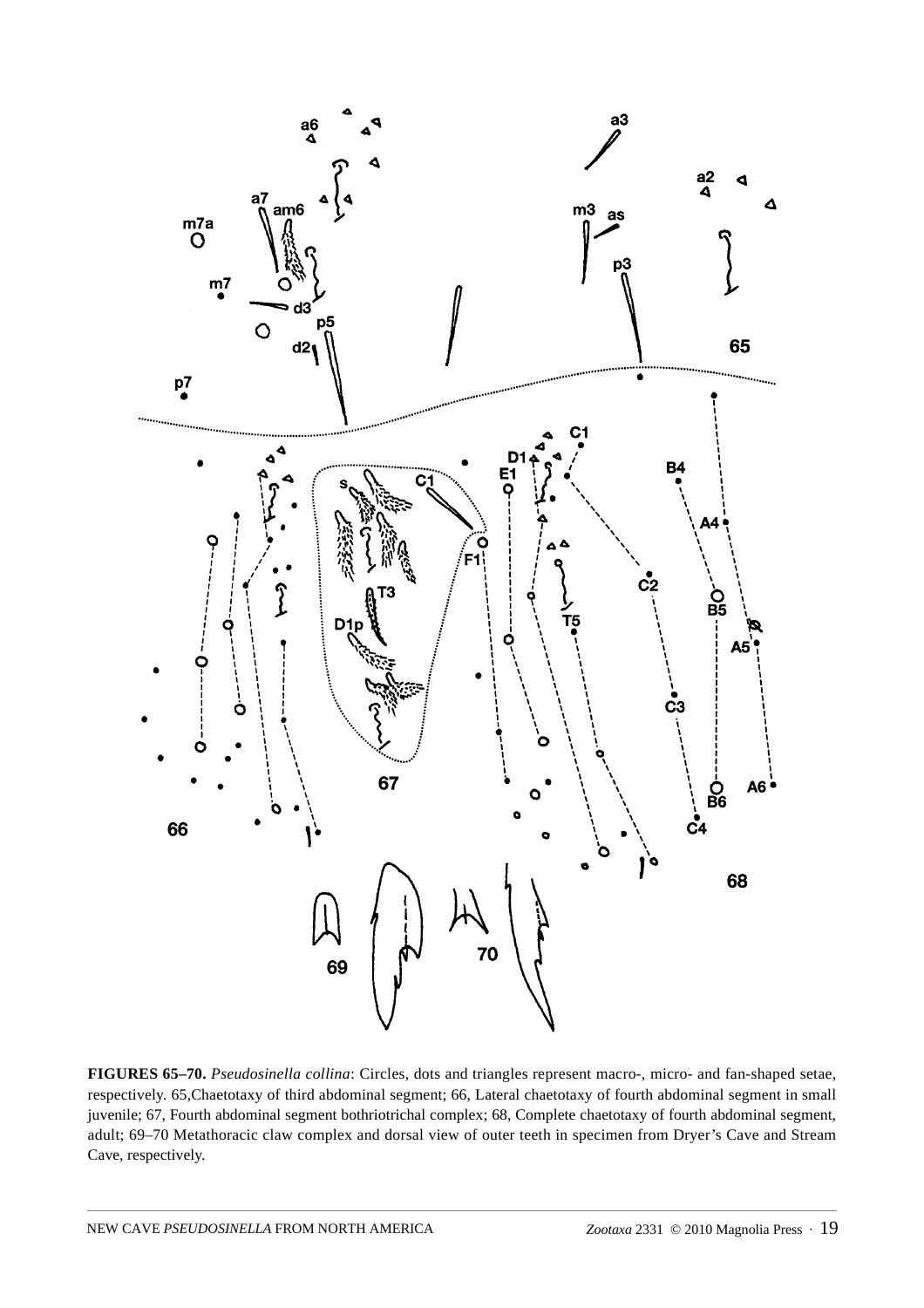**FIGURES 65–70.** *Pseudosinella collina*: Circles, dots and triangles represent macro-, micro- and fan-shaped setae, respectively. 65,Chaetotaxy of third abdominal segment; 66, Lateral chaetotaxy of fourth abdominal segment in small juvenile; 67, Fourth abdominal segment bothriotrichal complex; 68, Complete chaetotaxy of fourth abdominal segment, adult; 69–70 Metathoracic claw complex and dorsal view of outer teeth in specimen from Dryer's Cave and Stream Cave, respectively.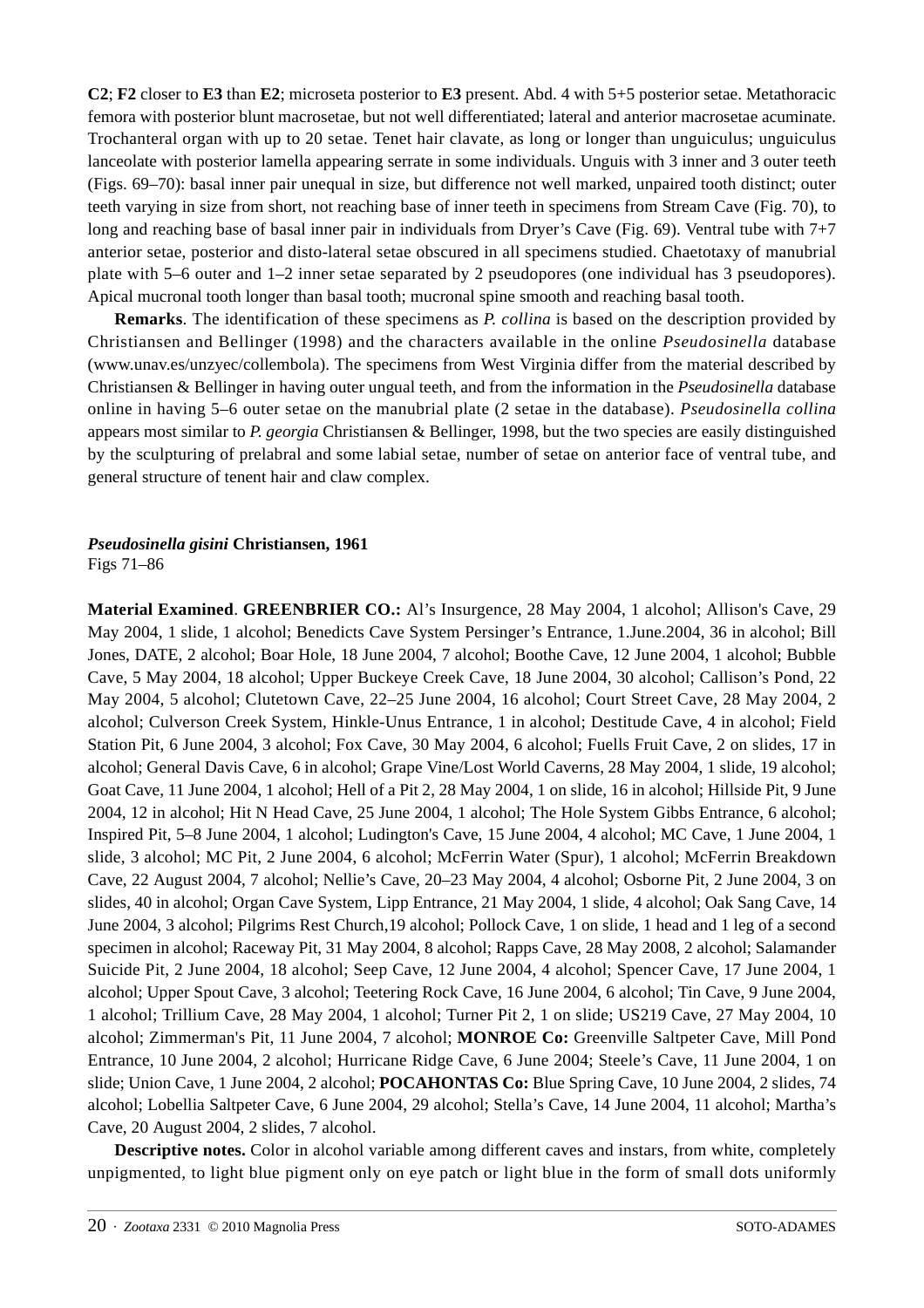**C2**; **F2** closer to **E3** than **E2**; microseta posterior to **E3** present. Abd. 4 with 5+5 posterior setae. Metathoracic femora with posterior blunt macrosetae, but not well differentiated; lateral and anterior macrosetae acuminate. Trochanteral organ with up to 20 setae. Tenet hair clavate, as long or longer than unguiculus; unguiculus lanceolate with posterior lamella appearing serrate in some individuals. Unguis with 3 inner and 3 outer teeth (Figs. 69–70): basal inner pair unequal in size, but difference not well marked, unpaired tooth distinct; outer teeth varying in size from short, not reaching base of inner teeth in specimens from Stream Cave (Fig. 70), to long and reaching base of basal inner pair in individuals from Dryer's Cave (Fig. 69). Ventral tube with 7+7 anterior setae, posterior and disto-lateral setae obscured in all specimens studied. Chaetotaxy of manubrial plate with 5–6 outer and 1–2 inner setae separated by 2 pseudopores (one individual has 3 pseudopores). Apical mucronal tooth longer than basal tooth; mucronal spine smooth and reaching basal tooth.

**Remarks**. The identification of these specimens as *P. collina* is based on the description provided by Christiansen and Bellinger (1998) and the characters available in the online *Pseudosinella* database (www.unav.es/unzyec/collembola). The specimens from West Virginia differ from the material described by Christiansen & Bellinger in having outer ungual teeth, and from the information in the *Pseudosinella* database online in having 5–6 outer setae on the manubrial plate (2 setae in the database). *Pseudosinella collina* appears most similar to *P. georgia* Christiansen & Bellinger, 1998, but the two species are easily distinguished by the sculpturing of prelabral and some labial setae, number of setae on anterior face of ventral tube, and general structure of tenent hair and claw complex.

### *Pseudosinella gisini* Christiansen, 1961

Figs 71–86

**Material Examined**. **GREENBRIER CO.:** Al's Insurgence, 28 May 2004, 1 alcohol; Allison's Cave, 29 May 2004, 1 slide, 1 alcohol; Benedicts Cave System Persinger's Entrance, 1.June.2004, 36 in alcohol; Bill Jones, DATE, 2 alcohol; Boar Hole, 18 June 2004, 7 alcohol; Boothe Cave, 12 June 2004, 1 alcohol; Bubble Cave, 5 May 2004, 18 alcohol; Upper Buckeye Creek Cave, 18 June 2004, 30 alcohol; Callison's Pond, 22 May 2004, 5 alcohol; Clutetown Cave, 22–25 June 2004, 16 alcohol; Court Street Cave, 28 May 2004, 2 alcohol; Culverson Creek System, Hinkle-Unus Entrance, 1 in alcohol; Destitude Cave, 4 in alcohol; Field Station Pit, 6 June 2004, 3 alcohol; Fox Cave, 30 May 2004, 6 alcohol; Fuells Fruit Cave, 2 on slides, 17 in alcohol; General Davis Cave, 6 in alcohol; Grape Vine/Lost World Caverns, 28 May 2004, 1 slide, 19 alcohol; Goat Cave, 11 June 2004, 1 alcohol; Hell of a Pit 2, 28 May 2004, 1 on slide, 16 in alcohol; Hillside Pit, 9 June 2004, 12 in alcohol; Hit N Head Cave, 25 June 2004, 1 alcohol; The Hole System Gibbs Entrance, 6 alcohol; Inspired Pit, 5–8 June 2004, 1 alcohol; Ludington's Cave, 15 June 2004, 4 alcohol; MC Cave, 1 June 2004, 1 slide, 3 alcohol; MC Pit, 2 June 2004, 6 alcohol; McFerrin Water (Spur), 1 alcohol; McFerrin Breakdown Cave, 22 August 2004, 7 alcohol; Nellie's Cave, 20–23 May 2004, 4 alcohol; Osborne Pit, 2 June 2004, 3 on slides, 40 in alcohol; Organ Cave System, Lipp Entrance, 21 May 2004, 1 slide, 4 alcohol; Oak Sang Cave, 14 June 2004, 3 alcohol; Pilgrims Rest Church,19 alcohol; Pollock Cave, 1 on slide, 1 head and 1 leg of a second specimen in alcohol; Raceway Pit, 31 May 2004, 8 alcohol; Rapps Cave, 28 May 2008, 2 alcohol; Salamander Suicide Pit, 2 June 2004, 18 alcohol; Seep Cave, 12 June 2004, 4 alcohol; Spencer Cave, 17 June 2004, 1 alcohol; Upper Spout Cave, 3 alcohol; Teetering Rock Cave, 16 June 2004, 6 alcohol; Tin Cave, 9 June 2004, 1 alcohol; Trillium Cave, 28 May 2004, 1 alcohol; Turner Pit 2, 1 on slide; US219 Cave, 27 May 2004, 10 alcohol; Zimmerman's Pit, 11 June 2004, 7 alcohol; **MONROE Co:** Greenville Saltpeter Cave, Mill Pond Entrance, 10 June 2004, 2 alcohol; Hurricane Ridge Cave, 6 June 2004; Steele's Cave, 11 June 2004, 1 on slide; Union Cave, 1 June 2004, 2 alcohol; **POCAHONTAS Co:** Blue Spring Cave, 10 June 2004, 2 slides, 74 alcohol; Lobellia Saltpeter Cave, 6 June 2004, 29 alcohol; Stella's Cave, 14 June 2004, 11 alcohol; Martha's Cave, 20 August 2004, 2 slides, 7 alcohol.

**Descriptive notes.** Color in alcohol variable among different caves and instars, from white, completely unpigmented, to light blue pigment only on eye patch or light blue in the form of small dots uniformly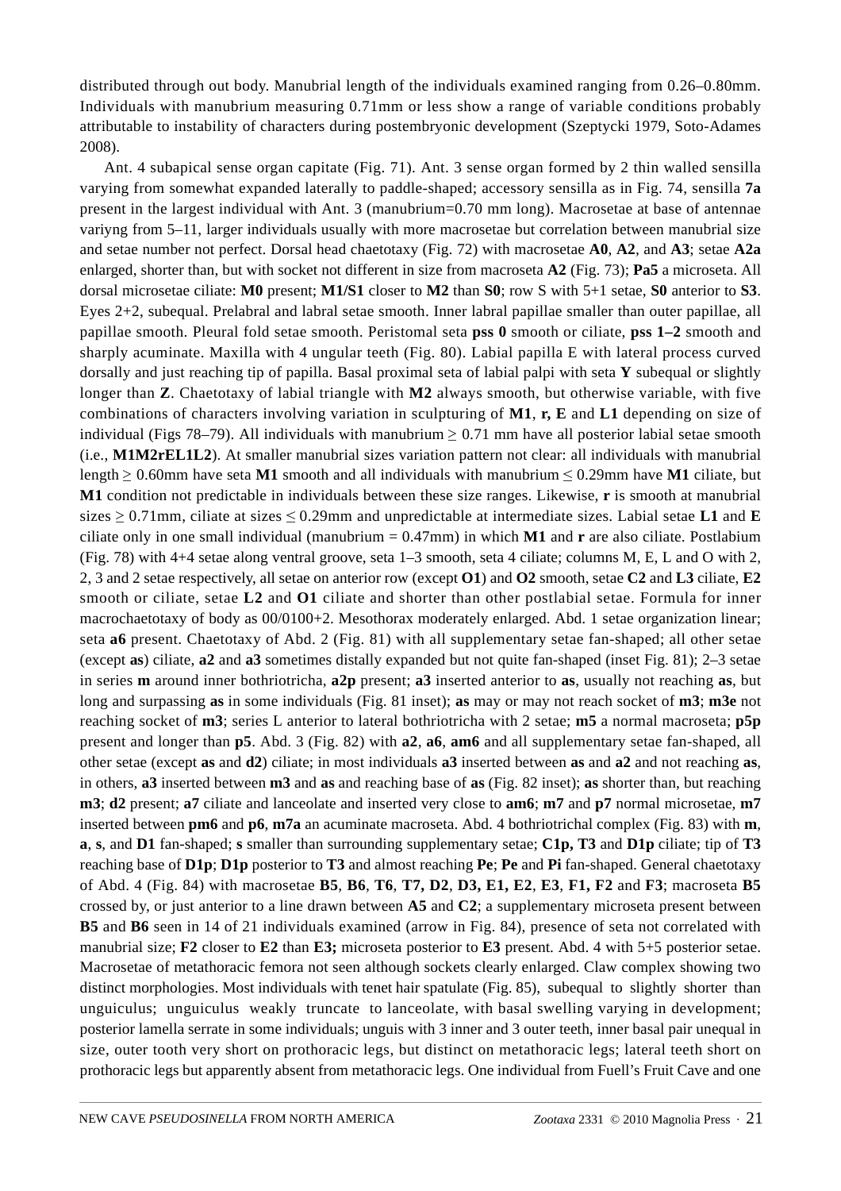distributed through out body. Manubrial length of the individuals examined ranging from 0.26–0.80mm. Individuals with manubrium measuring 0.71mm or less show a range of variable conditions probably attributable to instability of characters during postembryonic development (Szeptycki 1979, Soto-Adames 2008).

Ant. 4 subapical sense organ capitate (Fig. 71). Ant. 3 sense organ formed by 2 thin walled sensilla varying from somewhat expanded laterally to paddle-shaped; accessory sensilla as in Fig. 74, sensilla **7a** present in the largest individual with Ant. 3 (manubrium=0.70 mm long). Macrosetae at base of antennae variyng from 5–11, larger individuals usually with more macrosetae but correlation between manubrial size and setae number not perfect. Dorsal head chaetotaxy (Fig. 72) with macrosetae **A0**, **A2**, and **A3**; setae **A2a** enlarged, shorter than, but with socket not different in size from macroseta **A2** (Fig. 73); **Pa5** a microseta. All dorsal microsetae ciliate: **M0** present; **M1/S1** closer to **M2** than **S0**; row S with 5+1 setae, **S0** anterior to **S3**. Eyes 2+2, subequal. Prelabral and labral setae smooth. Inner labral papillae smaller than outer papillae, all papillae smooth. Pleural fold setae smooth. Peristomal seta **pss 0** smooth or ciliate, **pss 1–2** smooth and sharply acuminate. Maxilla with 4 ungular teeth (Fig. 80). Labial papilla E with lateral process curved dorsally and just reaching tip of papilla. Basal proximal seta of labial palpi with seta **Y** subequal or slightly longer than **Z**. Chaetotaxy of labial triangle with **M2** always smooth, but otherwise variable, with five combinations of characters involving variation in sculpturing of **M1**, **r, E** and **L1** depending on size of individual (Figs 78–79). All individuals with manubrium $\geq$ 0.71 mm have all posterior labial setae smooth (i.e., **M1M2rEL1L2**). At smaller manubrial sizes variation pattern not clear: all individuals with manubrial length $\geq$ 0.60mm have seta **M1** smooth and all individuals with manubrium $\leq$ 0.29mm have **M1** ciliate, but **M1** condition not predictable in individuals between these size ranges. Likewise, **r** is smooth at manubrial sizes $\geq$ 0.71mm, ciliate at sizes $\leq$ 0.29mm and unpredictable at intermediate sizes. Labial setae **L1** and **E** ciliate only in one small individual (manubrium = 0.47mm) in which **M1** and **r** are also ciliate. Postlabium (Fig. 78) with 4+4 setae along ventral groove, seta 1–3 smooth, seta 4 ciliate; columns M, E, L and O with 2, 2, 3 and 2 setae respectively, all setae on anterior row (except **O1**) and **O2** smooth, setae **C2** and **L3** ciliate, **E2** smooth or ciliate, setae **L2** and **O1** ciliate and shorter than other postlabial setae. Formula for inner macrochaetotaxy of body as 00/0100+2. Mesothorax moderately enlarged. Abd. 1 setae organization linear; seta **a6** present. Chaetotaxy of Abd. 2 (Fig. 81) with all supplementary setae fan-shaped; all other setae (except **as**) ciliate, **a2** and **a3** sometimes distally expanded but not quite fan-shaped (inset Fig. 81); 2–3 setae in series **m** around inner bothriotricha, **a2p** present; **a3** inserted anterior to **as**, usually not reaching **as**, but long and surpassing **as** in some individuals (Fig. 81 inset); **as** may or may not reach socket of **m3**; **m3e** not reaching socket of **m3**; series L anterior to lateral bothriotricha with 2 setae; **m5** a normal macroseta; **p5p** present and longer than **p5**. Abd. 3 (Fig. 82) with **a2**, **a6**, **am6** and all supplementary setae fan-shaped, all other setae (except **as** and **d2**) ciliate; in most individuals **a3** inserted between **as** and **a2** and not reaching **as**, in others, **a3** inserted between **m3** and **as** and reaching base of **as** (Fig. 82 inset); **as** shorter than, but reaching **m3**; **d2** present; **a7** ciliate and lanceolate and inserted very close to **am6**; **m7** and **p7** normal microsetae, **m7** inserted between **pm6** and **p6**, **m7a** an acuminate macroseta. Abd. 4 bothriotrichal complex (Fig. 83) with **m**, **a**, **s**, and **D1** fan-shaped; **s** smaller than surrounding supplementary setae; **C1p, T3** and **D1p** ciliate; tip of **T3** reaching base of **D1p**; **D1p** posterior to **T3** and almost reaching **Pe**; **Pe** and **Pi** fan-shaped. General chaetotaxy of Abd. 4 (Fig. 84) with macrosetae **B5**, **B6**, **T6**, **T7, D2**, **D3, E1, E2**, **E3**, **F1, F2** and **F3**; macroseta **B5** crossed by, or just anterior to a line drawn between **A5** and **C2**; a supplementary microseta present between **B5** and **B6** seen in 14 of 21 individuals examined (arrow in Fig. 84), presence of seta not correlated with manubrial size; **F2** closer to **E2** than **E3;** microseta posterior to **E3** present. Abd. 4 with 5+5 posterior setae. Macrosetae of metathoracic femora not seen although sockets clearly enlarged. Claw complex showing two distinct morphologies. Most individuals with tenet hair spatulate (Fig. 85), subequal to slightly shorter than unguiculus; unguiculus weakly truncate to lanceolate, with basal swelling varying in development; posterior lamella serrate in some individuals; unguis with 3 inner and 3 outer teeth, inner basal pair unequal in size, outer tooth very short on prothoracic legs, but distinct on metathoracic legs; lateral teeth short on prothoracic legs but apparently absent from metathoracic legs. One individual from Fuell's Fruit Cave and one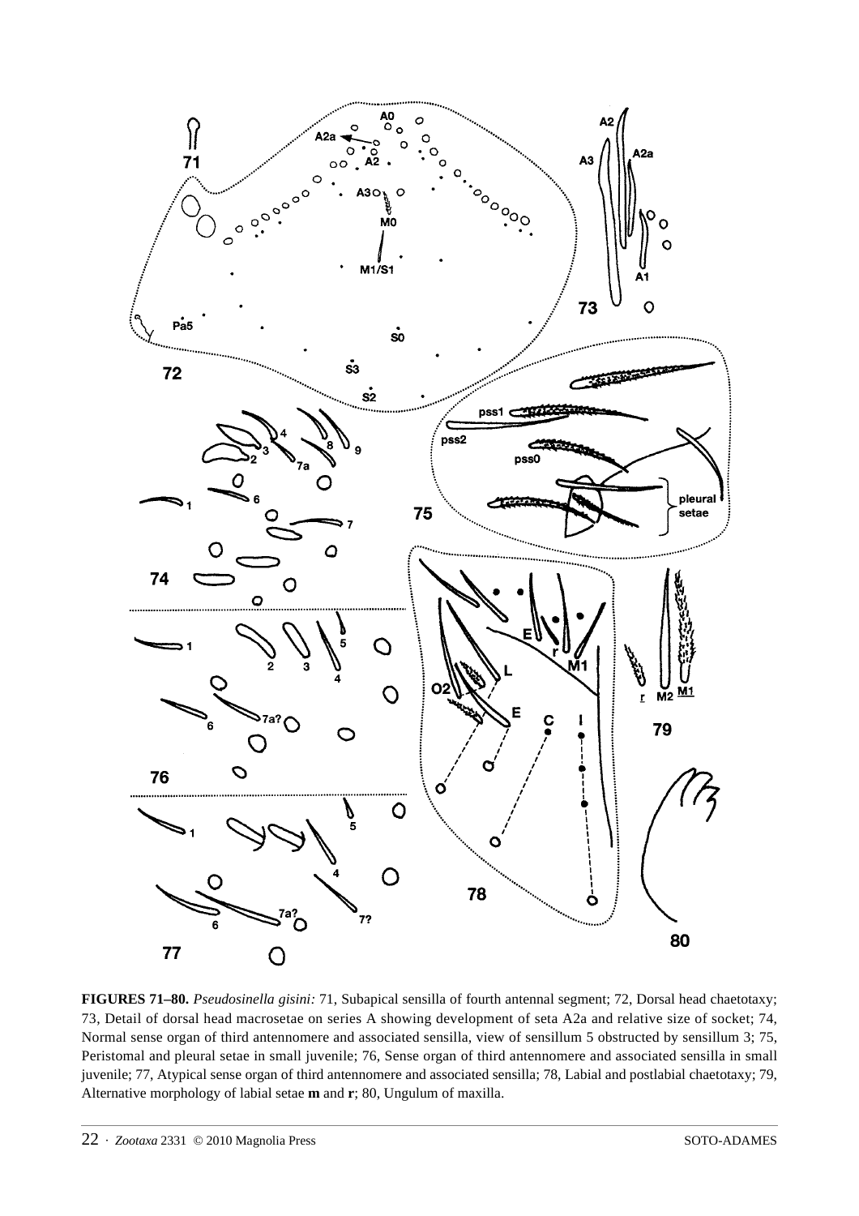**FIGURES 71–80.** *Pseudosinella gisini:* 71, Subapical sensilla of fourth antennal segment; 72, Dorsal head chaetotaxy; 73, Detail of dorsal head macrosetae on series A showing development of seta A2a and relative size of socket; 74, Normal sense organ of third antennomere and associated sensilla, view of sensillum 5 obstructed by sensillum 3; 75, Peristomal and pleural setae in small juvenile; 76, Sense organ of third antennomere and associated sensilla in small juvenile; 77, Atypical sense organ of third antennomere and associated sensilla; 78, Labial and postlabial chaetotaxy; 79, Alternative morphology of labial setae **m** and **r**; 80, Ungulum of maxilla.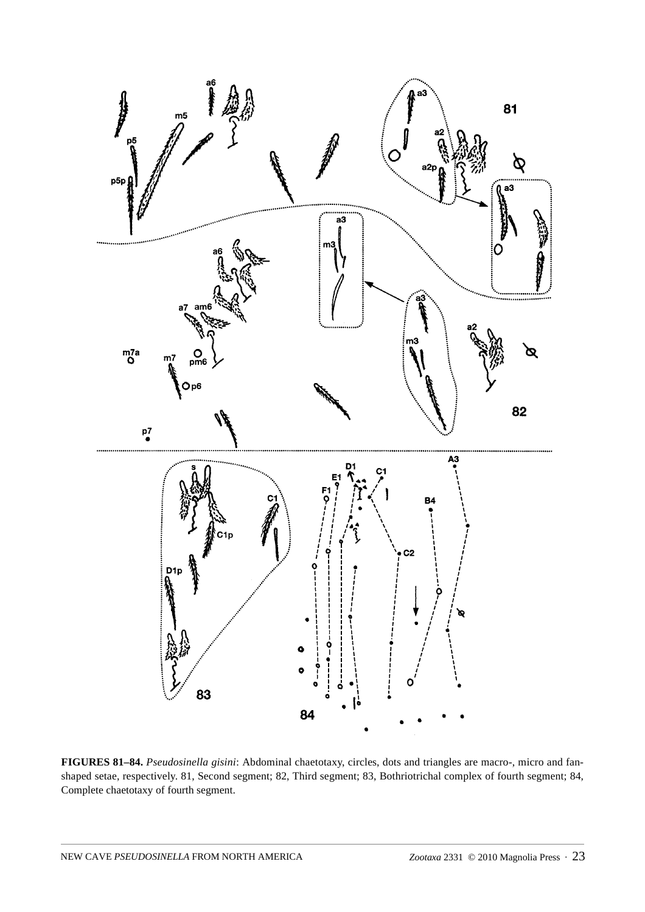**FIGURES 81–84.** *Pseudosinella gisini*: Abdominal chaetotaxy, circles, dots and triangles are macro-, micro and fan-shaped setae, respectively. 81, Second segment; 82, Third segment; 83, Bothriotrichal complex of fourth segment; 84, Complete chaetotaxy of fourth segment.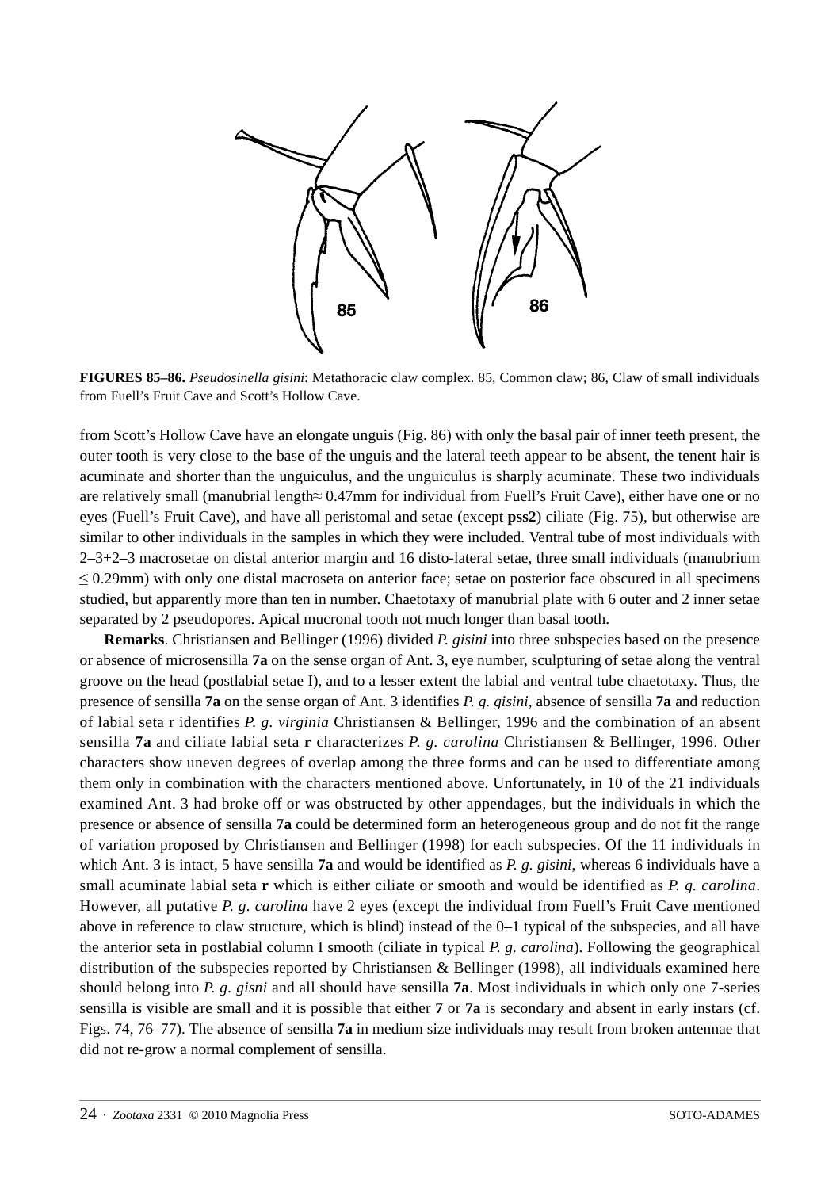**FIGURES 85–86.** *Pseudosinella gisini*: Metathoracic claw complex. 85, Common claw; 86, Claw of small individuals from Fuell's Fruit Cave and Scott's Hollow Cave.

from Scott's Hollow Cave have an elongate unguis (Fig. 86) with only the basal pair of inner teeth present, the outer tooth is very close to the base of the unguis and the lateral teeth appear to be absent, the tenent hair is acuminate and shorter than the unguiculus, and the unguiculus is sharply acuminate. These two individuals are relatively small (manubrial length≈ 0.47mm for individual from Fuell's Fruit Cave), either have one or no eyes (Fuell's Fruit Cave), and have all peristomal and setae (except **pss2**) ciliate (Fig. 75), but otherwise are similar to other individuals in the samples in which they were included. Ventral tube of most individuals with 2–3+2–3 macrosetae on distal anterior margin and 16 disto-lateral setae, three small individuals (manubrium ≤ 0.29mm) with only one distal macroseta on anterior face; setae on posterior face obscured in all specimens studied, but apparently more than ten in number. Chaetotaxy of manubrial plate with 6 outer and 2 inner setae separated by 2 pseudopores. Apical mucronal tooth not much longer than basal tooth.

**Remarks**. Christiansen and Bellinger (1996) divided *P. gisini* into three subspecies based on the presence or absence of microsensilla **7a** on the sense organ of Ant. 3, eye number, sculpturing of setae along the ventral groove on the head (postlabial setae I), and to a lesser extent the labial and ventral tube chaetotaxy. Thus, the presence of sensilla **7a** on the sense organ of Ant. 3 identifies *P. g. gisini*, absence of sensilla **7a** and reduction of labial seta r identifies *P. g. virginia* Christiansen & Bellinger, 1996 and the combination of an absent sensilla **7a** and ciliate labial seta **r** characterizes *P. g. carolina* Christiansen & Bellinger, 1996. Other characters show uneven degrees of overlap among the three forms and can be used to differentiate among them only in combination with the characters mentioned above. Unfortunately, in 10 of the 21 individuals examined Ant. 3 had broke off or was obstructed by other appendages, but the individuals in which the presence or absence of sensilla **7a** could be determined form an heterogeneous group and do not fit the range of variation proposed by Christiansen and Bellinger (1998) for each subspecies. Of the 11 individuals in which Ant. 3 is intact, 5 have sensilla **7a** and would be identified as *P. g. gisini*, whereas 6 individuals have a small acuminate labial seta **r** which is either ciliate or smooth and would be identified as *P. g. carolina*. However, all putative *P. g. carolina* have 2 eyes (except the individual from Fuell's Fruit Cave mentioned above in reference to claw structure, which is blind) instead of the 0–1 typical of the subspecies, and all have the anterior seta in postlabial column I smooth (ciliate in typical *P. g. carolina*). Following the geographical distribution of the subspecies reported by Christiansen & Bellinger (1998), all individuals examined here should belong into *P. g. gisni* and all should have sensilla **7a**. Most individuals in which only one 7-series sensilla is visible are small and it is possible that either **7** or **7a** is secondary and absent in early instars (cf. Figs. 74, 76–77). The absence of sensilla **7a** in medium size individuals may result from broken antennae that did not re-grow a normal complement of sensilla.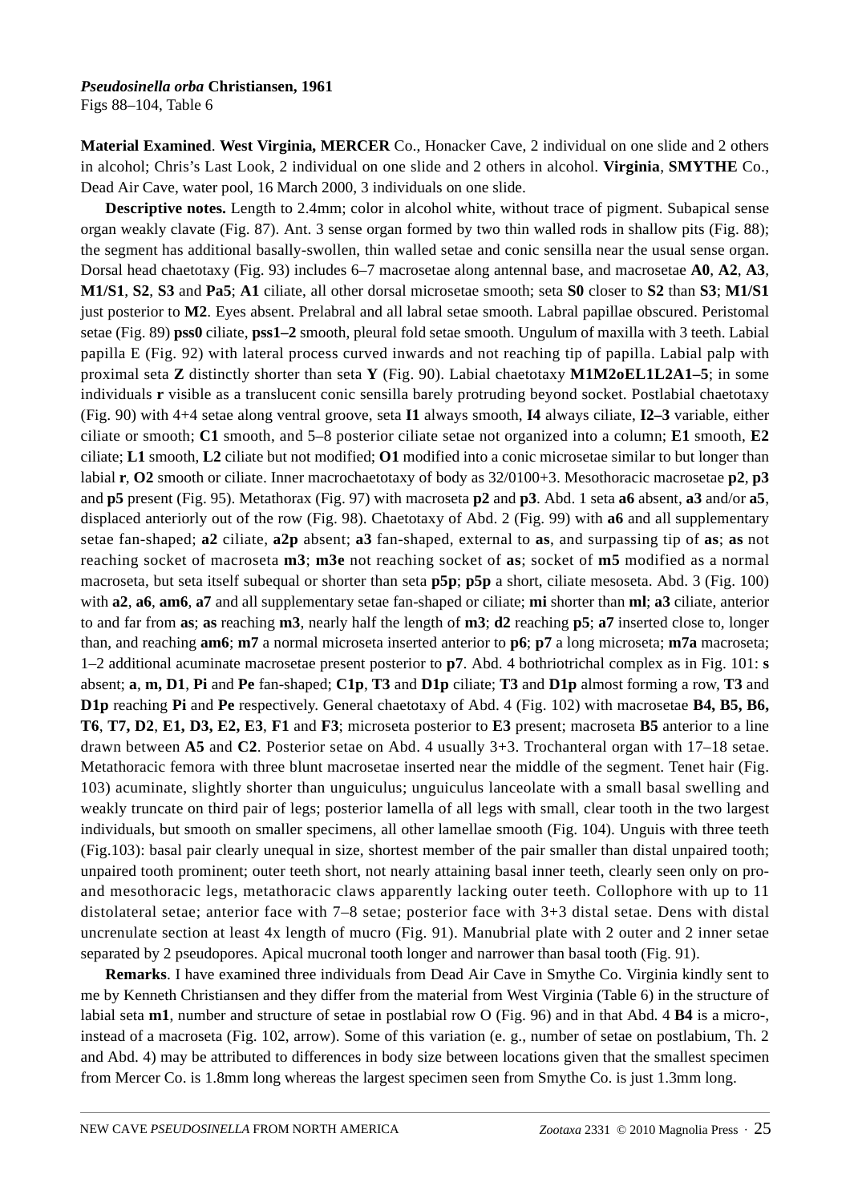***Pseudosinella orba* Christiansen, 1961**
Figs 88–104, Table 6

**Material Examined**. **West Virginia, MERCER** Co., Honacker Cave, 2 individual on one slide and 2 others in alcohol; Chris's Last Look, 2 individual on one slide and 2 others in alcohol. **Virginia**, **SMYTHE** Co., Dead Air Cave, water pool, 16 March 2000, 3 individuals on one slide.

**Descriptive notes.** Length to 2.4mm; color in alcohol white, without trace of pigment. Subapical sense organ weakly clavate (Fig. 87). Ant. 3 sense organ formed by two thin walled rods in shallow pits (Fig. 88); the segment has additional basally-swollen, thin walled setae and conic sensilla near the usual sense organ. Dorsal head chaetotaxy (Fig. 93) includes 6–7 macrosetae along antennal base, and macrosetae **A0**, **A2**, **A3**, **M1/S1**, **S2**, **S3** and **Pa5**; **A1** ciliate, all other dorsal microsetae smooth; seta **S0** closer to **S2** than **S3**; **M1/S1** just posterior to **M2**. Eyes absent. Prelabral and all labral setae smooth. Labral papillae obscured. Peristomal setae (Fig. 89) **pss0** ciliate, **pss1–2** smooth, pleural fold setae smooth. Ungulum of maxilla with 3 teeth. Labial papilla E (Fig. 92) with lateral process curved inwards and not reaching tip of papilla. Labial palp with proximal seta **Z** distinctly shorter than seta **Y** (Fig. 90). Labial chaetotaxy **M1M2oEL1L2A1–5**; in some individuals **r** visible as a translucent conic sensilla barely protruding beyond socket. Postlabial chaetotaxy (Fig. 90) with 4+4 setae along ventral groove, seta **I1** always smooth, **I4** always ciliate, **I2–3** variable, either ciliate or smooth; **C1** smooth, and 5–8 posterior ciliate setae not organized into a column; **E1** smooth, **E2** ciliate; **L1** smooth, **L2** ciliate but not modified; **O1** modified into a conic microsetae similar to but longer than labial **r**, **O2** smooth or ciliate. Inner macrochaetotaxy of body as 32/0100+3. Mesothoracic macrosetae **p2**, **p3** and **p5** present (Fig. 95). Metathorax (Fig. 97) with macroseta **p2** and **p3**. Abd. 1 seta **a6** absent, **a3** and/or **a5**, displaced anteriorly out of the row (Fig. 98). Chaetotaxy of Abd. 2 (Fig. 99) with **a6** and all supplementary setae fan-shaped; **a2** ciliate, **a2p** absent; **a3** fan-shaped, external to **as**, and surpassing tip of **as**; **as** not reaching socket of macroseta **m3**; **m3e** not reaching socket of **as**; socket of **m5** modified as a normal macroseta, but seta itself subequal or shorter than seta **p5p**; **p5p** a short, ciliate mesoseta. Abd. 3 (Fig. 100) with **a2**, **a6**, **am6**, **a7** and all supplementary setae fan-shaped or ciliate; **mi** shorter than **ml**; **a3** ciliate, anterior to and far from **as**; **as** reaching **m3**, nearly half the length of **m3**; **d2** reaching **p5**; **a7** inserted close to, longer than, and reaching **am6**; **m7** a normal microseta inserted anterior to **p6**; **p7** a long microseta; **m7a** macroseta; 1–2 additional acuminate macrosetae present posterior to **p7**. Abd. 4 bothriotrichal complex as in Fig. 101: **s** absent; **a**, **m, D1**, **Pi** and **Pe** fan-shaped; **C1p**, **T3** and **D1p** ciliate; **T3** and **D1p** almost forming a row, **T3** and **D1p** reaching **Pi** and **Pe** respectively. General chaetotaxy of Abd. 4 (Fig. 102) with macrosetae **B4, B5, B6, T6**, **T7, D2**, **E1, D3, E2, E3**, **F1** and **F3**; microseta posterior to **E3** present; macroseta **B5** anterior to a line drawn between **A5** and **C2**. Posterior setae on Abd. 4 usually 3+3. Trochanteral organ with 17–18 setae. Metathoracic femora with three blunt macrosetae inserted near the middle of the segment. Tenet hair (Fig. 103) acuminate, slightly shorter than unguiculus; unguiculus lanceolate with a small basal swelling and weakly truncate on third pair of legs; posterior lamella of all legs with small, clear tooth in the two largest individuals, but smooth on smaller specimens, all other lamellae smooth (Fig. 104). Unguis with three teeth (Fig.103): basal pair clearly unequal in size, shortest member of the pair smaller than distal unpaired tooth; unpaired tooth prominent; outer teeth short, not nearly attaining basal inner teeth, clearly seen only on pro- and mesothoracic legs, metathoracic claws apparently lacking outer teeth. Collophore with up to 11 distolateral setae; anterior face with 7–8 setae; posterior face with 3+3 distal setae. Dens with distal uncrenulate section at least 4x length of mucro (Fig. 91). Manubrial plate with 2 outer and 2 inner setae separated by 2 pseudopores. Apical mucronal tooth longer and narrower than basal tooth (Fig. 91).

**Remarks**. I have examined three individuals from Dead Air Cave in Smythe Co. Virginia kindly sent to me by Kenneth Christiansen and they differ from the material from West Virginia (Table 6) in the structure of labial seta **m1**, number and structure of setae in postlabial row O (Fig. 96) and in that Abd. 4 **B4** is a micro-, instead of a macroseta (Fig. 102, arrow). Some of this variation (e. g., number of setae on postlabium, Th. 2 and Abd. 4) may be attributed to differences in body size between locations given that the smallest specimen from Mercer Co. is 1.8mm long whereas the largest specimen seen from Smythe Co. is just 1.3mm long.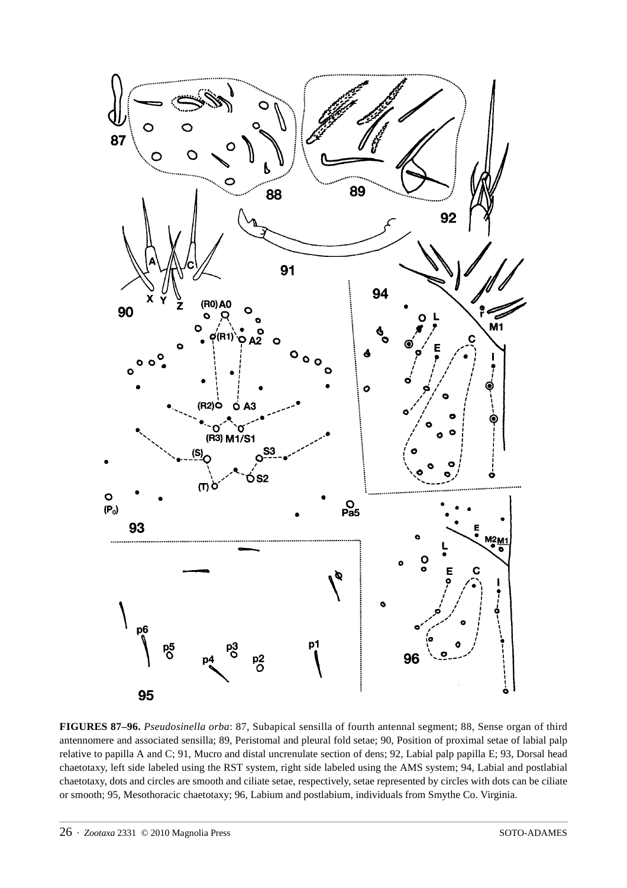**FIGURES 87–96.** *Pseudosinella orba*: 87, Subapical sensilla of fourth antennal segment; 88, Sense organ of third antennomere and associated sensilla; 89, Peristomal and pleural fold setae; 90, Position of proximal setae of labial palp relative to papilla A and C; 91, Mucro and distal uncrenulate section of dens; 92, Labial palp papilla E; 93, Dorsal head chaetotaxy, left side labeled using the RST system, right side labeled using the AMS system; 94, Labial and postlabial chaetotaxy, dots and circles are smooth and ciliate setae, respectively, setae represented by circles with dots can be ciliate or smooth; 95, Mesothoracic chaetotaxy; 96, Labium and postlabium, individuals from Smythe Co. Virginia.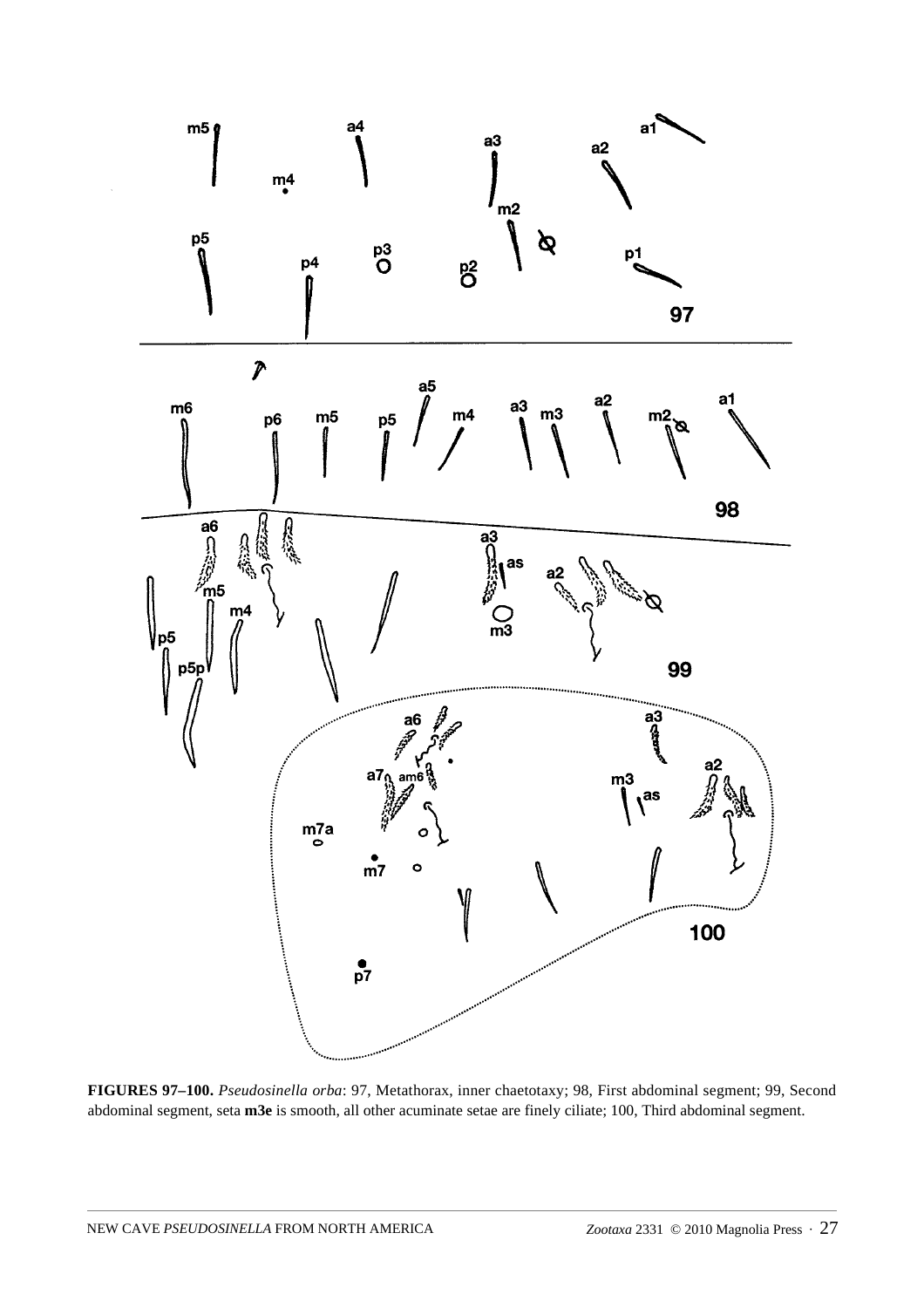**FIGURES 97–100.** *Pseudosinella orba*: 97, Metathorax, inner chaetotaxy; 98, First abdominal segment; 99, Second abdominal segment, seta **m3e** is smooth, all other acuminate setae are finely ciliate; 100, Third abdominal segment.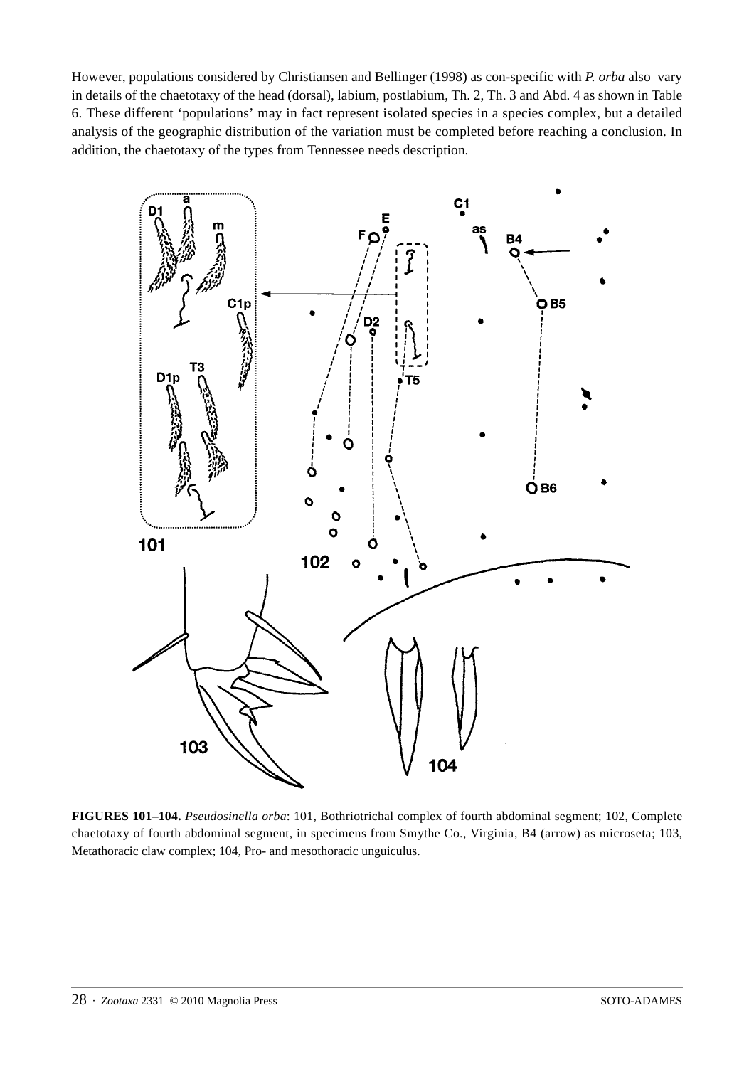However, populations considered by Christiansen and Bellinger (1998) as con-specific with *P. orba* also vary in details of the chaetotaxy of the head (dorsal), labium, postlabium, Th. 2, Th. 3 and Abd. 4 as shown in Table 6. These different 'populations' may in fact represent isolated species in a species complex, but a detailed analysis of the geographic distribution of the variation must be completed before reaching a conclusion. In addition, the chaetotaxy of the types from Tennessee needs description.

**FIGURES 101–104.** *Pseudosinella orba*: 101, Bothriotrichal complex of fourth abdominal segment; 102, Complete chaetotaxy of fourth abdominal segment, in specimens from Smythe Co., Virginia, B4 (arrow) as microseta; 103, Metathoracic claw complex; 104, Pro- and mesothoracic unguiculus.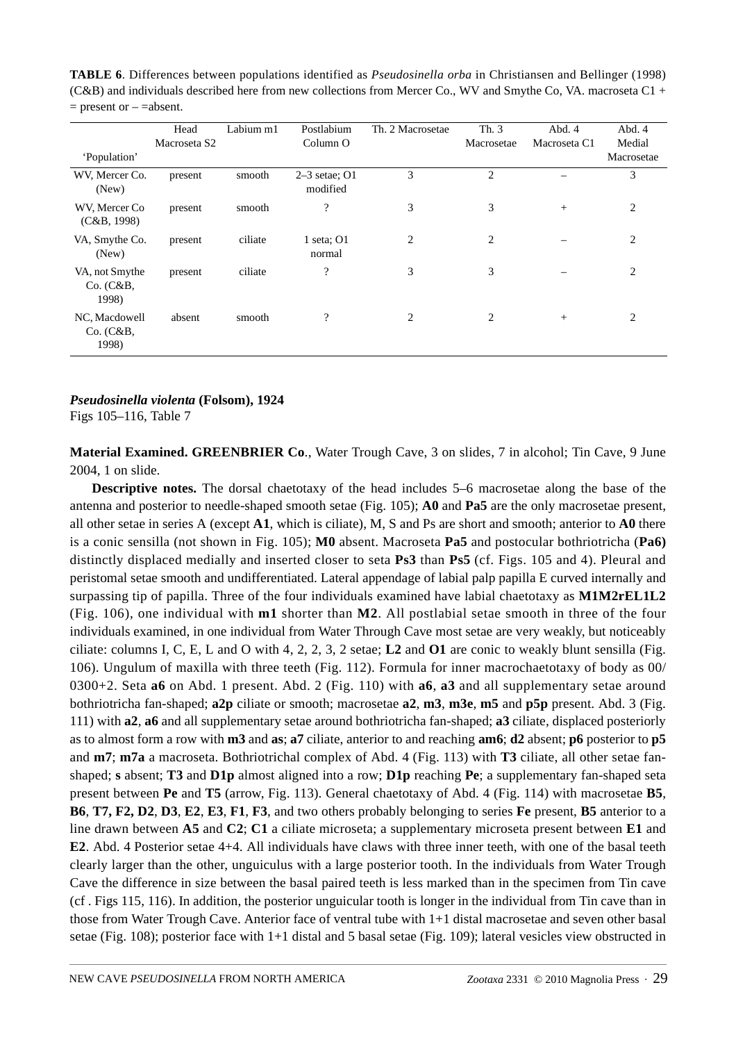**TABLE 6**. Differences between populations identified as *Pseudosinella orba* in Christiansen and Bellinger (1998) (C&B) and individuals described here from new collections from Mercer Co., WV and Smythe Co, VA. macroseta C1 + = present or – =absent.

| 'Population' | Head Macroseta S2 | Labium m1 | Postlabium Column O | Th. 2 Macrosetae | Th. 3 Macrosetae | Abd. 4 Macroseta C1 | Abd. 4 Medial Macrosetae |
|---|---|---|---|---|---|---|---|
| WV, Mercer Co. (New) | present | smooth | 2–3 setae; O1 modified | 3 | 2 | – | 3 |
| WV, Mercer Co (C&B, 1998) | present | smooth | ? | 3 | 3 | + | 2 |
| VA, Smythe Co. (New) | present | ciliate | 1 seta; O1 normal | 2 | 2 | – | 2 |
| VA, not Smythe Co. (C&B, 1998) | present | ciliate | ? | 3 | 3 | – | 2 |
| NC, Macdowell Co. (C&B, 1998) | absent | smooth | ? | 2 | 2 | + | 2 |

***Pseudosinella violenta* (Folsom), 1924**

Figs 105–116, Table 7

**Material Examined. GREENBRIER Co**., Water Trough Cave, 3 on slides, 7 in alcohol; Tin Cave, 9 June 2004, 1 on slide.

**Descriptive notes.** The dorsal chaetotaxy of the head includes 5–6 macrosetae along the base of the antenna and posterior to needle-shaped smooth setae (Fig. 105); **A0** and **Pa5** are the only macrosetae present, all other setae in series A (except **A1**, which is ciliate), M, S and Ps are short and smooth; anterior to **A0** there is a conic sensilla (not shown in Fig. 105); **M0** absent. Macroseta **Pa5** and postocular bothriotricha (**Pa6)** distinctly displaced medially and inserted closer to seta **Ps3** than **Ps5** (cf. Figs. 105 and 4). Pleural and peristomal setae smooth and undifferentiated. Lateral appendage of labial palp papilla E curved internally and surpassing tip of papilla. Three of the four individuals examined have labial chaetotaxy as **M1M2rEL1L2** (Fig. 106), one individual with **m1** shorter than **M2**. All postlabial setae smooth in three of the four individuals examined, in one individual from Water Through Cave most setae are very weakly, but noticeably ciliate: columns I, C, E, L and O with 4, 2, 2, 3, 2 setae; **L2** and **O1** are conic to weakly blunt sensilla (Fig. 106). Ungulum of maxilla with three teeth (Fig. 112). Formula for inner macrochaetotaxy of body as 00/ 0300+2. Seta **a6** on Abd. 1 present. Abd. 2 (Fig. 110) with **a6**, **a3** and all supplementary setae around bothriotricha fan-shaped; **a2p** ciliate or smooth; macrosetae **a2**, **m3**, **m3e**, **m5** and **p5p** present. Abd. 3 (Fig. 111) with **a2**, **a6** and all supplementary setae around bothriotricha fan-shaped; **a3** ciliate, displaced posteriorly as to almost form a row with **m3** and **as**; **a7** ciliate, anterior to and reaching **am6**; **d2** absent; **p6** posterior to **p5** and **m7**; **m7a** a macroseta. Bothriotrichal complex of Abd. 4 (Fig. 113) with **T3** ciliate, all other setae fan-shaped; **s** absent; **T3** and **D1p** almost aligned into a row; **D1p** reaching **Pe**; a supplementary fan-shaped seta present between **Pe** and **T5** (arrow, Fig. 113). General chaetotaxy of Abd. 4 (Fig. 114) with macrosetae **B5**, **B6**, **T7, F2, D2**, **D3**, **E2**, **E3**, **F1**, **F3**, and two others probably belonging to series **Fe** present, **B5** anterior to a line drawn between **A5** and **C2**; **C1** a ciliate microseta; a supplementary microseta present between **E1** and **E2**. Abd. 4 Posterior setae 4+4. All individuals have claws with three inner teeth, with one of the basal teeth clearly larger than the other, unguiculus with a large posterior tooth. In the individuals from Water Trough Cave the difference in size between the basal paired teeth is less marked than in the specimen from Tin cave (cf . Figs 115, 116). In addition, the posterior unguicular tooth is longer in the individual from Tin cave than in those from Water Trough Cave. Anterior face of ventral tube with 1+1 distal macrosetae and seven other basal setae (Fig. 108); posterior face with 1+1 distal and 5 basal setae (Fig. 109); lateral vesicles view obstructed in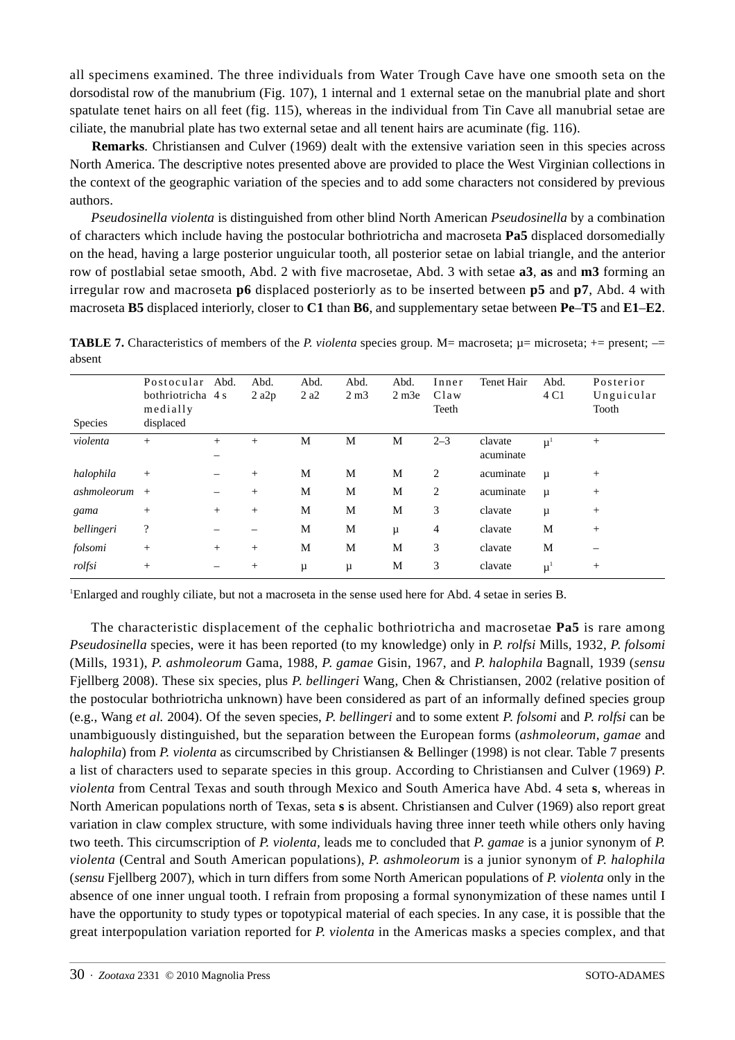all specimens examined. The three individuals from Water Trough Cave have one smooth seta on the dorsodistal row of the manubrium (Fig. 107), 1 internal and 1 external setae on the manubrial plate and short spatulate tenet hairs on all feet (fig. 115), whereas in the individual from Tin Cave all manubrial setae are ciliate, the manubrial plate has two external setae and all tenent hairs are acuminate (fig. 116).

**Remarks**. Christiansen and Culver (1969) dealt with the extensive variation seen in this species across North America. The descriptive notes presented above are provided to place the West Virginian collections in the context of the geographic variation of the species and to add some characters not considered by previous authors.

*Pseudosinella violenta* is distinguished from other blind North American *Pseudosinella* by a combination of characters which include having the postocular bothriotricha and macroseta **Pa5** displaced dorsomedially on the head, having a large posterior unguicular tooth, all posterior setae on labial triangle, and the anterior row of postlabial setae smooth, Abd. 2 with five macrosetae, Abd. 3 with setae **a3**, **as** and **m3** forming an irregular row and macroseta **p6** displaced posteriorly as to be inserted between **p5** and **p7**, Abd. 4 with macroseta **B5** displaced interiorly, closer to **C1** than **B6**, and supplementary setae between **Pe**–**T5** and **E1**–**E2**.

**TABLE 7.** Characteristics of members of the *P. violenta* species group. M= macroseta; µ= microseta; += present; –= absent

| Species | Postocular bothriotricha medially displaced | Abd. 4 s | Abd. 2 a2p | Abd. 2 a2 | Abd. 2 m3 | Abd. 2 m3e | Inner Claw Teeth | Tenet Hair | Abd. 4 C1 | Posterior Unguicular Tooth |
|---|---|---|---|---|---|---|---|---|---|---|
| *violenta* | + | + – | + | M | M | M | 2–3 | clavate acuminate | µ[1] | + |
| *halophila* | + | – | + | M | M | M | 2 | acuminate | µ | + |
| *ashmoleorum* | + | – | + | M | M | M | 2 | acuminate | µ | + |
| *gama* | + | + | + | M | M | M | 3 | clavate | µ | + |
| *bellingeri* | ? | – | – | M | M | µ | 4 | clavate | M | + |
| *folsomi* | + | + | + | M | M | M | 3 | clavate | M | – |
| *rolfsi* | + | – | + | µ | µ | M | 3 | clavate | µ[1] | + |

[1]Enlarged and roughly ciliate, but not a macroseta in the sense used here for Abd. 4 setae in series B.

The characteristic displacement of the cephalic bothriotricha and macrosetae **Pa5** is rare among *Pseudosinella* species, were it has been reported (to my knowledge) only in *P. rolfsi* Mills, 1932, *P. folsomi* (Mills, 1931), *P. ashmoleorum* Gama, 1988, *P. gamae* Gisin, 1967, and *P. halophila* Bagnall, 1939 (*sensu* Fjellberg 2008). These six species, plus *P. bellingeri* Wang, Chen & Christiansen, 2002 (relative position of the postocular bothriotricha unknown) have been considered as part of an informally defined species group (e.g., Wang *et al.* 2004). Of the seven species, *P. bellingeri* and to some extent *P. folsomi* and *P. rolfsi* can be unambiguously distinguished, but the separation between the European forms (*ashmoleorum*, *gamae* and *halophila*) from *P. violenta* as circumscribed by Christiansen & Bellinger (1998) is not clear. Table 7 presents a list of characters used to separate species in this group. According to Christiansen and Culver (1969) *P. violenta* from Central Texas and south through Mexico and South America have Abd. 4 seta **s**, whereas in North American populations north of Texas, seta **s** is absent. Christiansen and Culver (1969) also report great variation in claw complex structure, with some individuals having three inner teeth while others only having two teeth. This circumscription of *P. violenta*, leads me to concluded that *P. gamae* is a junior synonym of *P. violenta* (Central and South American populations), *P. ashmoleorum* is a junior synonym of *P. halophila* (*sensu* Fjellberg 2007), which in turn differs from some North American populations of *P. violenta* only in the absence of one inner ungual tooth. I refrain from proposing a formal synonymization of these names until I have the opportunity to study types or topotypical material of each species. In any case, it is possible that the great interpopulation variation reported for *P. violenta* in the Americas masks a species complex, and that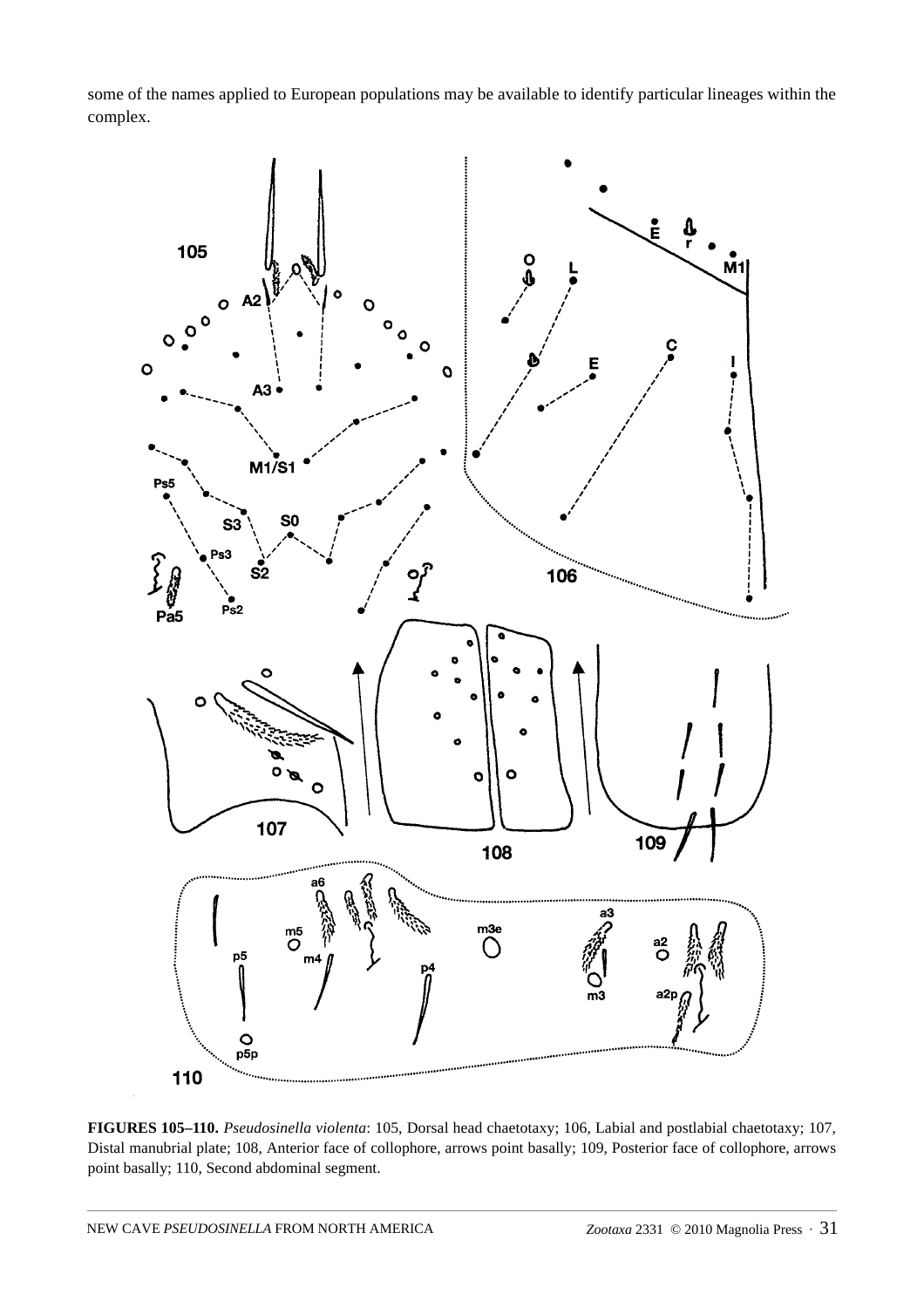some of the names applied to European populations may be available to identify particular lineages within the complex.

**FIGURES 105–110.** *Pseudosinella violenta*: 105, Dorsal head chaetotaxy; 106, Labial and postlabial chaetotaxy; 107, Distal manubrial plate; 108, Anterior face of collophore, arrows point basally; 109, Posterior face of collophore, arrows point basally; 110, Second abdominal segment.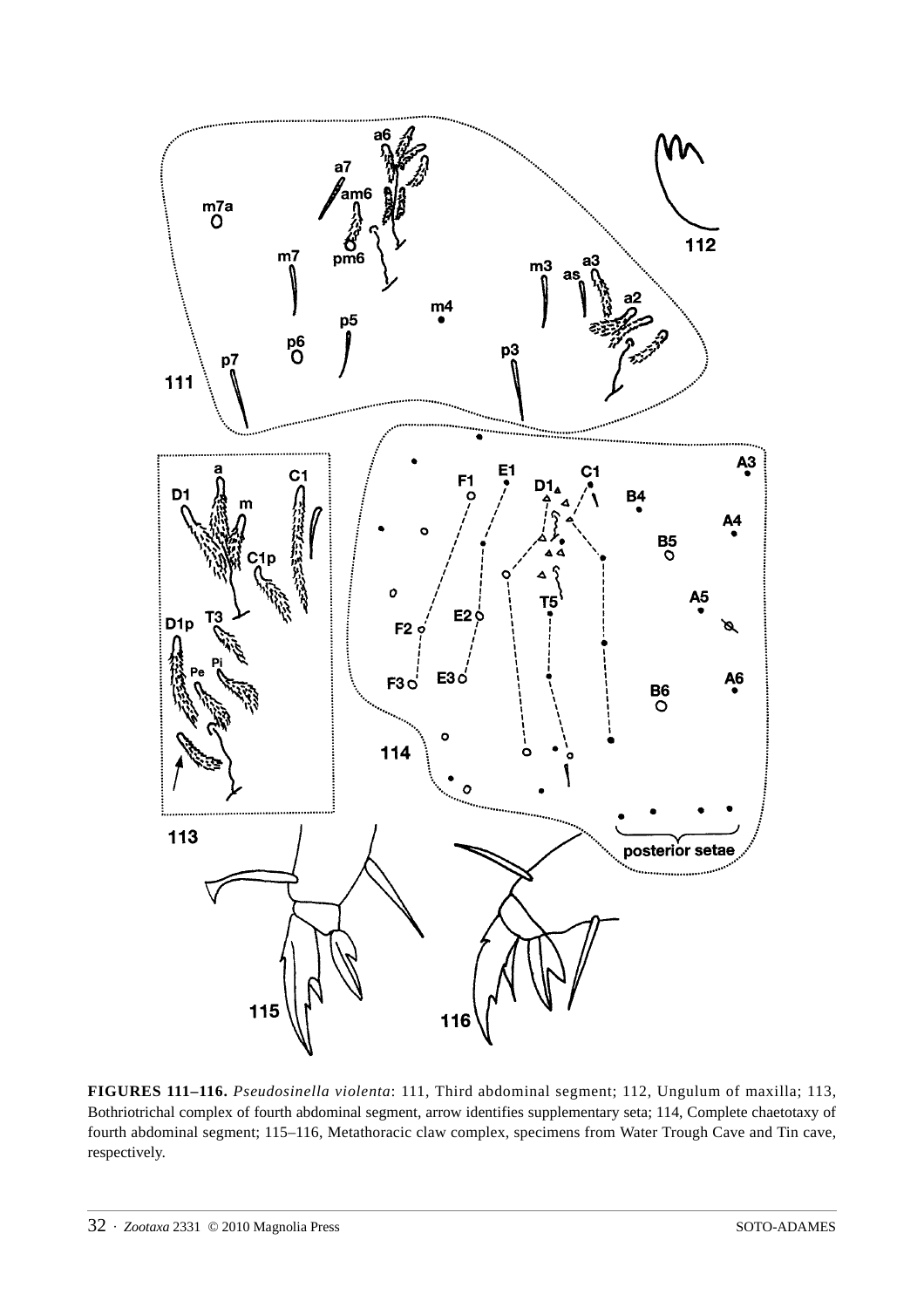**FIGURES 111–116.** *Pseudosinella violenta*: 111, Third abdominal segment; 112, Ungulum of maxilla; 113, Bothriotrichal complex of fourth abdominal segment, arrow identifies supplementary seta; 114, Complete chaetotaxy of fourth abdominal segment; 115–116, Metathoracic claw complex, specimens from Water Trough Cave and Tin cave, respectively.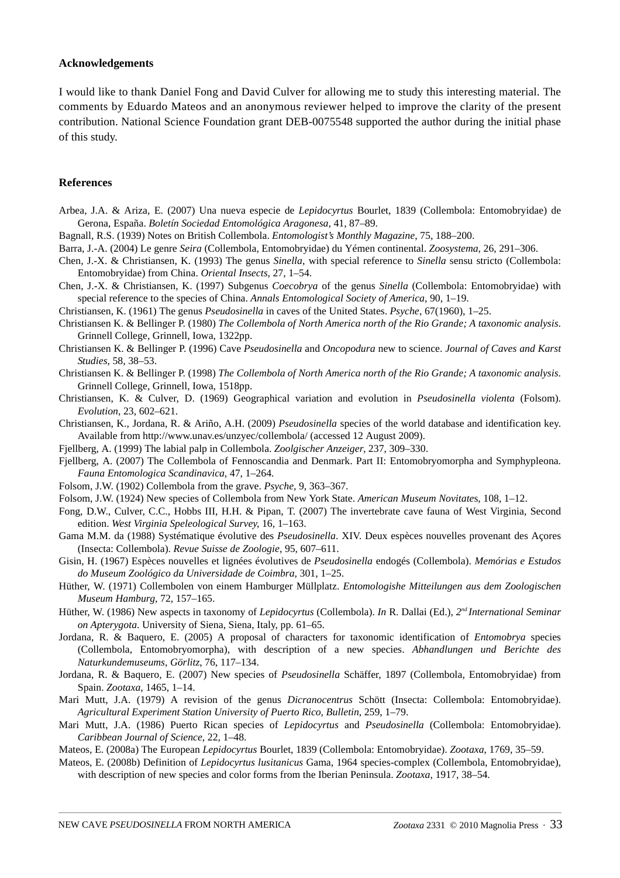**Acknowledgements**

I would like to thank Daniel Fong and David Culver for allowing me to study this interesting material. The comments by Eduardo Mateos and an anonymous reviewer helped to improve the clarity of the present contribution. National Science Foundation grant DEB-0075548 supported the author during the initial phase of this study.

**References**

Arbea, J.A. & Ariza, E. (2007) Una nueva especie de *Lepidocyrtus* Bourlet, 1839 (Collembola: Entomobryidae) de Gerona, España. *Boletín Sociedad Entomológica Aragonesa*, 41, 87–89.

Bagnall, R.S. (1939) Notes on British Collembola. *Entomologist's Monthly Magazine*, 75, 188–200.

Barra, J.-A. (2004) Le genre *Seira* (Collembola, Entomobryidae) du Yémen continental. *Zoosystema*, 26, 291–306.

Chen, J.-X. & Christiansen, K. (1993) The genus *Sinella*, with special reference to *Sinella* sensu stricto (Collembola: Entomobryidae) from China. *Oriental Insects,* 27, 1–54.

Chen, J.-X. & Christiansen, K. (1997) Subgenus *Coecobrya* of the genus *Sinella* (Collembola: Entomobryidae) with special reference to the species of China. *Annals Entomological Society of America*, 90, 1–19.

Christiansen, K. (1961) The genus *Pseudosinella* in caves of the United States. *Psyche*, 67(1960), 1–25.

Christiansen K. & Bellinger P. (1980) *The Collembola of North America north of the Rio Grande; A taxonomic analysis.* Grinnell College, Grinnell, Iowa, 1322pp.

Christiansen K. & Bellinger P. (1996) Cave *Pseudosinella* and *Oncopodura* new to science. *Journal of Caves and Karst Studies*, 58, 38–53.

Christiansen K. & Bellinger P. (1998) *The Collembola of North America north of the Rio Grande; A taxonomic analysis.* Grinnell College, Grinnell, Iowa, 1518pp.

Christiansen, K. & Culver, D. (1969) Geographical variation and evolution in *Pseudosinella violenta* (Folsom). *Evolution*, 23, 602–621.

Christiansen, K., Jordana, R. & Ariño, A.H. (2009) *Pseudosinella* species of the world database and identification key. Available from http://www.unav.es/unzyec/collembola/ (accessed 12 August 2009).

Fjellberg, A. (1999) The labial palp in Collembola. *Zoolgischer Anzeiger*, 237, 309–330.

Fjellberg, A. (2007) The Collembola of Fennoscandia and Denmark. Part II: Entomobryomorpha and Symphypleona. *Fauna Entomologica Scandinavica*, 47, 1–264.

Folsom, J.W. (1902) Collembola from the grave. *Psyche*, 9, 363–367.

Folsom, J.W. (1924) New species of Collembola from New York State. *American Museum Novitates*, 108, 1–12.

Fong, D.W., Culver, C.C., Hobbs III, H.H. & Pipan, T. (2007) The invertebrate cave fauna of West Virginia, Second edition. *West Virginia Speleological Survey*, 16, 1–163.

Gama M.M. da (1988) Systématique évolutive des *Pseudosinella*. XIV. Deux espèces nouvelles provenant des Açores (Insecta: Collembola). *Revue Suisse de Zoologie*, 95, 607–611.

Gisin, H. (1967) Espèces nouvelles et lignées évolutives de *Pseudosinella* endogés (Collembola). *Memórias e Estudos do Museum Zoológico da Universidade de Coimbra*, 301, 1–25.

Hüther, W. (1971) Collembolen von einem Hamburger Müllplatz. *Entomologishe Mitteilungen aus dem Zoologischen Museum Hamburg*, 72, 157–165.

Hüther, W. (1986) New aspects in taxonomy of *Lepidocyrtus* (Collembola). *In* R. Dallai (Ed.), *2nd International Seminar on Apterygota*. University of Siena, Siena, Italy, pp. 61–65.

Jordana, R. & Baquero, E. (2005) A proposal of characters for taxonomic identification of *Entomobrya* species (Collembola, Entomobryomorpha), with description of a new species. *Abhandlungen und Berichte des Naturkundemuseums, Görlitz*, 76, 117–134.

Jordana, R. & Baquero, E. (2007) New species of *Pseudosinella* Schäffer, 1897 (Collembola, Entomobryidae) from Spain. *Zootaxa*, 1465, 1–14.

Mari Mutt, J.A. (1979) A revision of the genus *Dicranocentrus* Schött (Insecta: Collembola: Entomobryidae). *Agricultural Experiment Station University of Puerto Rico, Bulletin*, 259, 1–79.

Mari Mutt, J.A. (1986) Puerto Rican species of *Lepidocyrtus* and *Pseudosinella* (Collembola: Entomobryidae). *Caribbean Journal of Science*, 22, 1–48.

Mateos, E. (2008a) The European *Lepidocyrtus* Bourlet, 1839 (Collembola: Entomobryidae). *Zootaxa*, 1769, 35–59.

Mateos, E. (2008b) Definition of *Lepidocyrtus lusitanicus* Gama, 1964 species-complex (Collembola, Entomobryidae), with description of new species and color forms from the Iberian Peninsula. *Zootaxa*, 1917, 38–54.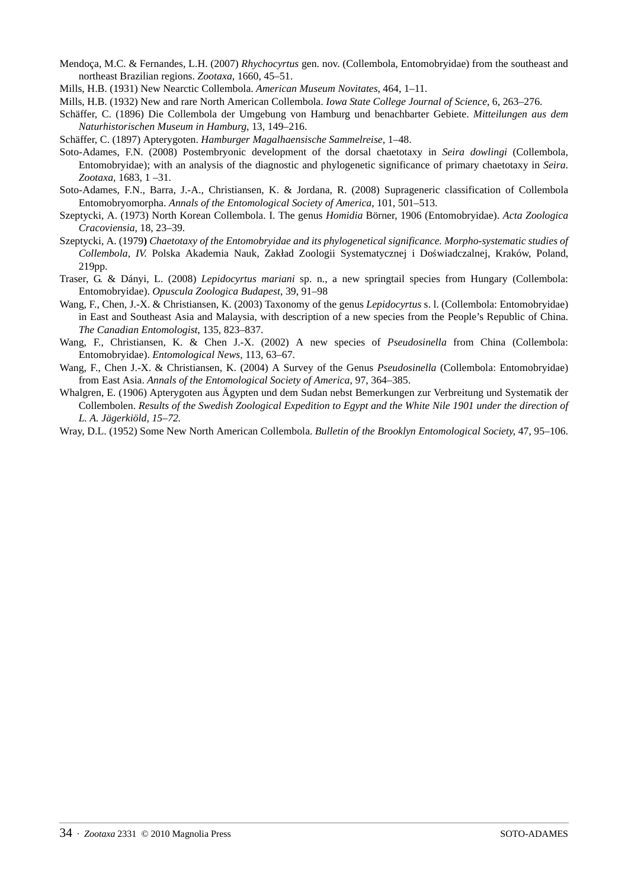Mendoça, M.C. & Fernandes, L.H. (2007) *Rhychocyrtus* gen. nov. (Collembola, Entomobryidae) from the southeast and northeast Brazilian regions. *Zootaxa*, 1660, 45–51.

Mills, H.B. (1931) New Nearctic Collembola. *American Museum Novitates*, 464, 1–11.

Mills, H.B. (1932) New and rare North American Collembola. *Iowa State College Journal of Science*, 6, 263–276.

Schäffer, C. (1896) Die Collembola der Umgebung von Hamburg und benachbarter Gebiete. *Mitteilungen aus dem Naturhistorischen Museum in Hamburg*, 13, 149–216.

Schäffer, C. (1897) Apterygoten. *Hamburger Magalhaensische Sammelreise*, 1–48.

Soto-Adames, F.N. (2008) Postembryonic development of the dorsal chaetotaxy in *Seira dowlingi* (Collembola, Entomobryidae); with an analysis of the diagnostic and phylogenetic significance of primary chaetotaxy in *Seira*. *Zootaxa*, 1683, 1 –31.

Soto-Adames, F.N., Barra, J.-A., Christiansen, K. & Jordana, R. (2008) Suprageneric classification of Collembola Entomobryomorpha. *Annals of the Entomological Society of America*, 101, 501–513.

Szeptycki, A. (1973) North Korean Collembola. I. The genus *Homidia* Börner, 1906 (Entomobryidae). *Acta Zoologica Cracoviensia*, 18, 23–39.

Szeptycki, A. (1979**)** *Chaetotaxy of the Entomobryidae and its phylogenetical significance. Morpho-systematic studies of Collembola, IV.* Polska Akademia Nauk, Zakład Zoologii Systematycznej i Doświadczalnej, Kraków, Poland, 219pp.

Traser, G. & Dányi, L. (2008) *Lepidocyrtus mariani* sp. n., a new springtail species from Hungary (Collembola: Entomobryidae). *Opuscula Zoologica Budapest*, 39, 91–98

Wang, F., Chen, J.-X. & Christiansen, K. (2003) Taxonomy of the genus *Lepidocyrtus* s. l. (Collembola: Entomobryidae) in East and Southeast Asia and Malaysia, with description of a new species from the People's Republic of China. *The Canadian Entomologist*, 135, 823–837.

Wang, F., Christiansen, K. & Chen J.-X. (2002) A new species of *Pseudosinella* from China (Collembola: Entomobryidae). *Entomological News*, 113, 63–67.

Wang, F., Chen J.-X. & Christiansen, K. (2004) A Survey of the Genus *Pseudosinella* (Collembola: Entomobryidae) from East Asia. *Annals of the Entomological Society of America*, 97, 364–385.

Whalgren, E. (1906) Apterygoten aus Ägypten und dem Sudan nebst Bemerkungen zur Verbreitung und Systematik der Collembolen. *Results of the Swedish Zoological Expedition to Egypt and the White Nile 1901 under the direction of L. A. Jägerkiöld, 15–72.*

Wray, D.L. (1952) Some New North American Collembola. *Bulletin of the Brooklyn Entomological Society*, 47, 95–106.